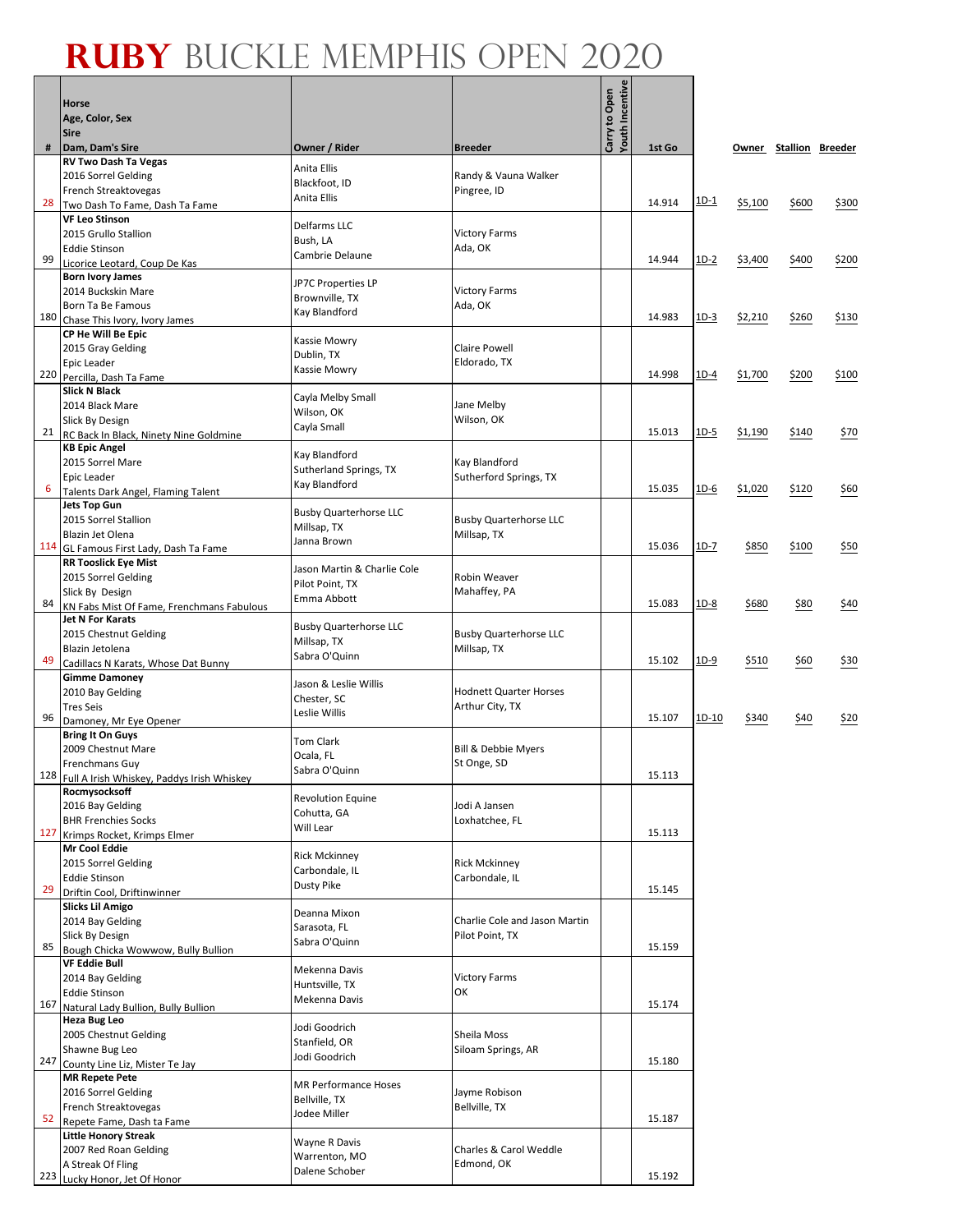# RUBY BUCKLE MEMPHIS OPEN 2020

| # | Horse / Age, Color, Sex / Sire / Dam, Dam's Sire | Owner / Rider | Breeder | Carry to Open | Youth Incentive | 1st Go | | Owner | Stallion | Breeder |
|---|---|---|---|---|---|---|---|---|---|---|
| 28 | **RV Two Dash Ta Vegas** 2016 Sorrel Gelding French Streaktovegas Two Dash To Fame, Dash Ta Fame | Anita Ellis Blackfoot, ID Anita Ellis | Randy & Vauna Walker Pingree, ID | | | 14.914 | 1D-1 | $5,100 | $600 | $300 |
| 99 | **VF Leo Stinson** 2015 Grullo Stallion Eddie Stinson Licorice Leotard, Coup De Kas | Delfarms LLC Bush, LA Cambrie Delaune | Victory Farms Ada, OK | | | 14.944 | 1D-2 | $3,400 | $400 | $200 |
| 180 | **Born Ivory James** 2014 Buckskin Mare Born Ta Be Famous Chase This Ivory, Ivory James | JP7C Properties LP Brownville, TX Kay Blandford | Victory Farms Ada, OK | | | 14.983 | 1D-3 | $2,210 | $260 | $130 |
| 220 | **CP He Will Be Epic** 2015 Gray Gelding Epic Leader Percilla, Dash Ta Fame | Kassie Mowry Dublin, TX Kassie Mowry | Claire Powell Eldorado, TX | | | 14.998 | 1D-4 | $1,700 | $200 | $100 |
| 21 | **Slick N Black** 2014 Black Mare Slick By Design RC Back In Black, Ninety Nine Goldmine | Cayla Melby Small Wilson, OK Cayla Small | Jane Melby Wilson, OK | | | 15.013 | 1D-5 | $1,190 | $140 | $70 |
| 6 | **KB Epic Angel** 2015 Sorrel Mare Epic Leader Talents Dark Angel, Flaming Talent | Kay Blandford Sutherland Springs, TX Kay Blandford | Kay Blandford Sutherford Springs, TX | | | 15.035 | 1D-6 | $1,020 | $120 | $60 |
| 114 | **Jets Top Gun** 2015 Sorrel Stallion Blazin Jet Olena GL Famous First Lady, Dash Ta Fame | Busby Quarterhorse LLC Millsap, TX Janna Brown | Busby Quarterhorse LLC Millsap, TX | | | 15.036 | 1D-7 | $850 | $100 | $50 |
| 84 | **RR Tooslick Eye Mist** 2015 Sorrel Gelding Slick By Design KN Fabs Mist Of Fame, Frenchmans Fabulous | Jason Martin & Charlie Cole Pilot Point, TX Emma Abbott | Robin Weaver Mahaffey, PA | | | 15.083 | 1D-8 | $680 | $80 | $40 |
| 49 | **Jet N For Karats** 2015 Chestnut Gelding Blazin Jetolena Cadillacs N Karats, Whose Dat Bunny | Busby Quarterhorse LLC Millsap, TX Sabra O'Quinn | Busby Quarterhorse LLC Millsap, TX | | | 15.102 | 1D-9 | $510 | $60 | $30 |
| 96 | **Gimme Damoney** 2010 Bay Gelding Tres Seis Damoney, Mr Eye Opener | Jason & Leslie Willis Chester, SC Leslie Willis | Hodnett Quarter Horses Arthur City, TX | | | 15.107 | 1D-10 | $340 | $40 | $20 |
| 128 | **Bring It On Guys** 2009 Chestnut Mare Frenchmans Guy Full A Irish Whiskey, Paddys Irish Whiskey | Tom Clark Ocala, FL Sabra O'Quinn | Bill & Debbie Myers St Onge, SD | | | 15.113 | | | | |
| 127 | **Rocmysocksoff** 2016 Bay Gelding BHR Frenchies Socks Krimps Rocket, Krimps Elmer | Revolution Equine Cohutta, GA Will Lear | Jodi A Jansen Loxhatchee, FL | | | 15.113 | | | | |
| 29 | **Mr Cool Eddie** 2015 Sorrel Gelding Eddie Stinson Driftin Cool, Driftinwinner | Rick Mckinney Carbondale, IL Dusty Pike | Rick Mckinney Carbondale, IL | | | 15.145 | | | | |
| 85 | **Slicks Lil Amigo** 2014 Bay Gelding Slick By Design Bough Chicka Wowwow, Bully Bullion | Deanna Mixon Sarasota, FL Sabra O'Quinn | Charlie Cole and Jason Martin Pilot Point, TX | | | 15.159 | | | | |
| 167 | **VF Eddie Bull** 2014 Bay Gelding Eddie Stinson Natural Lady Bullion, Bully Bullion | Mekenna Davis Huntsville, TX Mekenna Davis | Victory Farms OK | | | 15.174 | | | | |
| 247 | **Heza Bug Leo** 2005 Chestnut Gelding Shawne Bug Leo County Line Liz, Mister Te Jay | Jodi Goodrich Stanfield, OR Jodi Goodrich | Sheila Moss Siloam Springs, AR | | | 15.180 | | | | |
| 52 | **MR Repete Pete** 2016 Sorrel Gelding French Streaktovegas Repete Fame, Dash ta Fame | MR Performance Hoses Bellville, TX Jodee Miller | Jayme Robison Bellville, TX | | | 15.187 | | | | |
| 223 | **Little Honory Streak** 2007 Red Roan Gelding A Streak Of Fling Lucky Honor, Jet Of Honor | Wayne R Davis Warrenton, MO Dalene Schober | Charles & Carol Weddle Edmond, OK | | | 15.192 | | | | |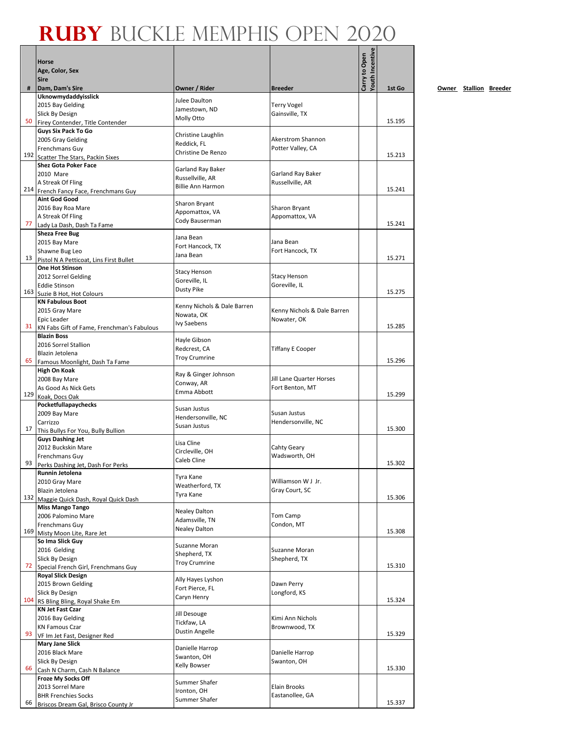# RUBY BUCKLE MEMPHIS OPEN 2020

| # | Horse<br>Age, Color, Sex<br>Sire<br>Dam, Dam's Sire | Owner / Rider | Breeder | Carry to Open | Youth Incentive | 1st Go |
|---|---|---|---|---|---|---|
| 50 | **Uknowmydaddyisslick**<br>2015 Bay Gelding<br>Slick By Design<br>Firey Contender, Title Contender | Julee Daulton<br>Jamestown, ND<br>Molly Otto | Terry Vogel<br>Gainsville, TX | | | 15.195 |
| 192 | **Guys Six Pack To Go**<br>2005 Gray Gelding<br>Frenchmans Guy<br>Scatter The Stars, Packin Sixes | Christine Laughlin<br>Reddick, FL<br>Christine De Renzo | Akerstrom Shannon<br>Potter Valley, CA | | | 15.213 |
| 214 | **Shez Gota Poker Face**<br>2010 Mare<br>A Streak Of Fling<br>French Fancy Face, Frenchmans Guy | Garland Ray Baker<br>Russellville, AR<br>Billie Ann Harmon | Garland Ray Baker<br>Russellville, AR | | | 15.241 |
| 77 | **Aint God Good**<br>2016 Bay Roa Mare<br>A Streak Of Fling<br>Lady La Dash, Dash Ta Fame | Sharon Bryant<br>Appomattox, VA<br>Cody Bauserman | Sharon Bryant<br>Appomattox, VA | | | 15.241 |
| 13 | **Sheza Free Bug**<br>2015 Bay Mare<br>Shawne Bug Leo<br>Pistol N A Petticoat, Lins First Bullet | Jana Bean<br>Fort Hancock, TX<br>Jana Bean | Jana Bean<br>Fort Hancock, TX | | | 15.271 |
| 163 | **One Hot Stinson**<br>2012 Sorrel Gelding<br>Eddie Stinson<br>Suzie B Hot, Hot Colours | Stacy Henson<br>Goreville, IL<br>Dusty Pike | Stacy Henson<br>Goreville, IL | | | 15.275 |
| 31 | **KN Fabulous Boot**<br>2015 Gray Mare<br>Epic Leader<br>KN Fabs Gift of Fame, Frenchman's Fabulous | Kenny Nichols & Dale Barren<br>Nowata, OK<br>Ivy Saebens | Kenny Nichols & Dale Barren<br>Nowater, OK | | | 15.285 |
| 65 | **Blazin Boss**<br>2016 Sorrel Stallion<br>Blazin Jetolena<br>Famous Moonlight, Dash Ta Fame | Hayle Gibson<br>Redcrest, CA<br>Troy Crumrine | Tiffany E Cooper | | | 15.296 |
| 129 | **High On Koak**<br>2008 Bay Mare<br>As Good As Nick Gets<br>Koak, Docs Oak | Ray & Ginger Johnson<br>Conway, AR<br>Emma Abbott | Jill Lane Quarter Horses<br>Fort Benton, MT | | | 15.299 |
| 17 | **Pocketfullapaychecks**<br>2009 Bay Mare<br>Carrizzo<br>This Bullys For You, Bully Bullion | Susan Justus<br>Hendersonville, NC<br>Susan Justus | Susan Justus<br>Hendersonville, NC | | | 15.300 |
| 93 | **Guys Dashing Jet**<br>2012 Buckskin Mare<br>Frenchmans Guy<br>Perks Dashing Jet, Dash For Perks | Lisa Cline<br>Circleville, OH<br>Caleb Cline | Cahty Geary<br>Wadsworth, OH | | | 15.302 |
| 132 | **Runnin Jetolena**<br>2010 Gray Mare<br>Blazin Jetolena<br>Maggie Quick Dash, Royal Quick Dash | Tyra Kane<br>Weatherford, TX<br>Tyra Kane | Williamson W J Jr.<br>Gray Court, SC | | | 15.306 |
| 169 | **Miss Mango Tango**<br>2006 Palomino Mare<br>Frenchmans Guy<br>Misty Moon Lite, Rare Jet | Nealey Dalton<br>Adamsville, TN<br>Nealey Dalton | Tom Camp<br>Condon, MT | | | 15.308 |
| 72 | **So Ima Slick Guy**<br>2016 Gelding<br>Slick By Design<br>Special French Girl, Frenchmans Guy | Suzanne Moran<br>Shepherd, TX<br>Troy Crumrine | Suzanne Moran<br>Shepherd, TX | | | 15.310 |
| 104 | **Royal Slick Design**<br>2015 Brown Gelding<br>Slick By Design<br>RS Bling Bling, Royal Shake Em | Ally Hayes Lyshon<br>Fort Pierce, FL<br>Caryn Henry | Dawn Perry<br>Longford, KS | | | 15.324 |
| 93 | **KN Jet Fast Czar**<br>2016 Bay Gelding<br>KN Famous Czar<br>VF Im Jet Fast, Designer Red | Jill Desouge<br>Tickfaw, LA<br>Dustin Angelle | Kimi Ann Nichols<br>Brownwood, TX | | | 15.329 |
| 66 | **Mary Jane Slick**<br>2016 Black Mare<br>Slick By Design<br>Cash N Charm, Cash N Balance | Danielle Harrop<br>Swanton, OH<br>Kelly Bowser | Danielle Harrop<br>Swanton, OH | | | 15.330 |
| 66 | **Froze My Socks Off**<br>2013 Sorrel Mare<br>BHR Frenchies Socks<br>Briscos Dream Gal, Brisco County Jr | Summer Shafer<br>Ironton, OH<br>Summer Shafer | Elain Brooks<br>Eastanollee, GA | | | 15.337 |

Owner Stallion Breeder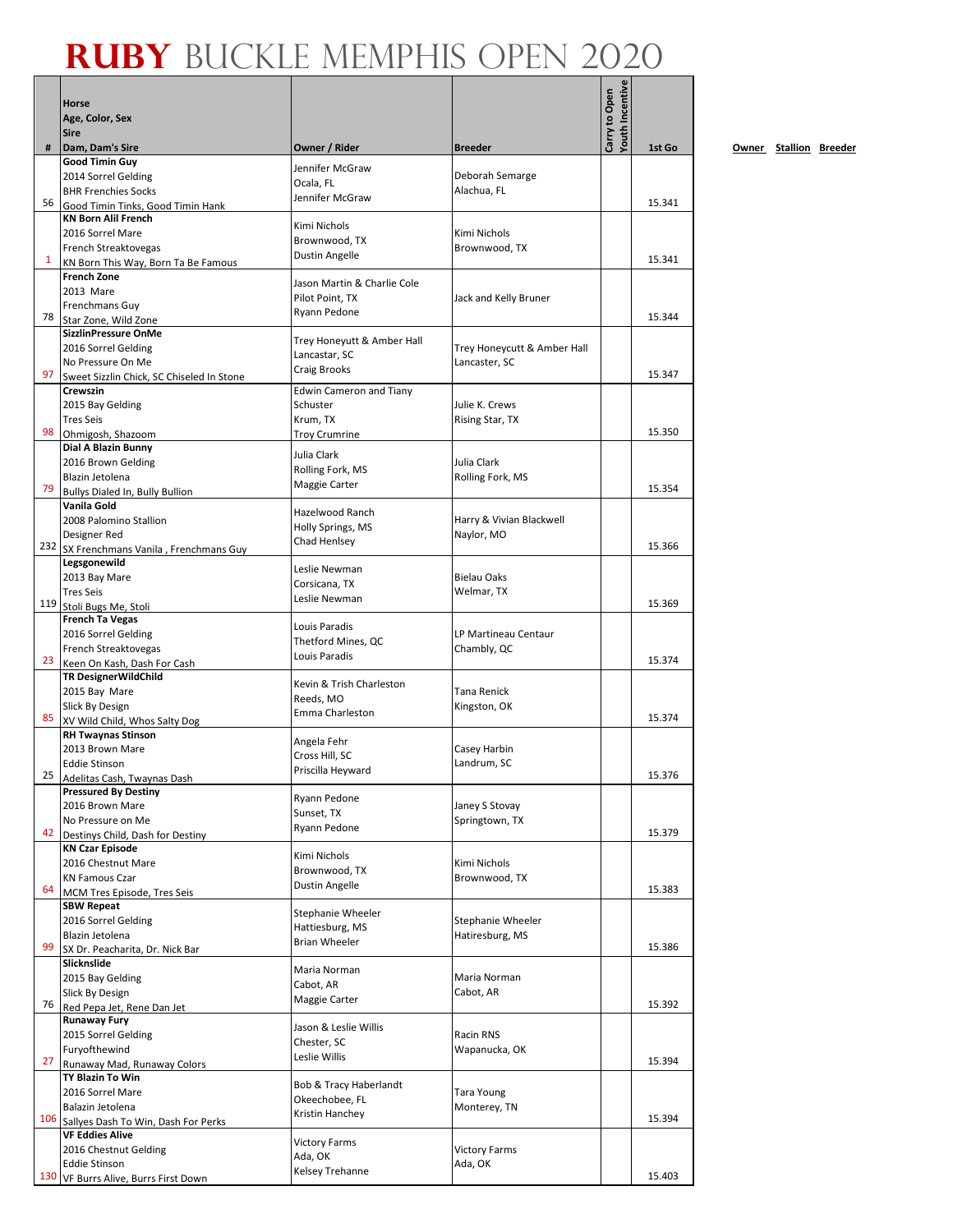# RUBY BUCKLE MEMPHIS OPEN 2020

| # | Horse<br>Age, Color, Sex<br>Sire<br>Dam, Dam's Sire | Owner / Rider | Breeder | Carry to Open | Youth Incentive | 1st Go |
|---|---|---|---|---|---|---|
| 56 | **Good Timin Guy**<br>2014 Sorrel Gelding<br>BHR Frenchies Socks<br>Good Timin Tinks, Good Timin Hank | Jennifer McGraw<br>Ocala, FL<br>Jennifer McGraw | Deborah Semarge<br>Alachua, FL | | | 15.341 |
| 1 | **KN Born Alil French**<br>2016 Sorrel Mare<br>French Streaktovegas<br>KN Born This Way, Born Ta Be Famous | Kimi Nichols<br>Brownwood, TX<br>Dustin Angelle | Kimi Nichols<br>Brownwood, TX | | | 15.341 |
| 78 | **French Zone**<br>2013 Mare<br>Frenchmans Guy<br>Star Zone, Wild Zone | Jason Martin & Charlie Cole<br>Pilot Point, TX<br>Ryann Pedone | Jack and Kelly Bruner | | | 15.344 |
| 97 | **SizzlinPressure OnMe**<br>2016 Sorrel Gelding<br>No Pressure On Me<br>Sweet Sizzlin Chick, SC Chiseled In Stone | Trey Honeyutt & Amber Hall<br>Lancastar, SC<br>Craig Brooks | Trey Honeycutt & Amber Hall<br>Lancaster, SC | | | 15.347 |
| 98 | **Crewszin**<br>2015 Bay Gelding<br>Tres Seis<br>Ohmigosh, Shazoom | Edwin Cameron and Tiany Schuster<br>Krum, TX<br>Troy Crumrine | Julie K. Crews<br>Rising Star, TX | | | 15.350 |
| 79 | **Dial A Blazin Bunny**<br>2016 Brown Gelding<br>Blazin Jetolena<br>Bullys Dialed In, Bully Bullion | Julia Clark<br>Rolling Fork, MS<br>Maggie Carter | Julia Clark<br>Rolling Fork, MS | | | 15.354 |
| 232 | **Vanila Gold**<br>2008 Palomino Stallion<br>Designer Red<br>SX Frenchmans Vanila , Frenchmans Guy | Hazelwood Ranch<br>Holly Springs, MS<br>Chad Henlsey | Harry & Vivian Blackwell<br>Naylor, MO | | | 15.366 |
| 119 | **Legsgonewild**<br>2013 Bay Mare<br>Tres Seis<br>Stoli Bugs Me, Stoli | Leslie Newman<br>Corsicana, TX<br>Leslie Newman | Bielau Oaks<br>Welmar, TX | | | 15.369 |
| 23 | **French Ta Vegas**<br>2016 Sorrel Gelding<br>French Streaktovegas<br>Keen On Kash, Dash For Cash | Louis Paradis<br>Thetford Mines, QC<br>Louis Paradis | LP Martineau Centaur<br>Chambly, QC | | | 15.374 |
| 85 | **TR DesignerWildChild**<br>2015 Bay Mare<br>Slick By Design<br>XV Wild Child, Whos Salty Dog | Kevin & Trish Charleston<br>Reeds, MO<br>Emma Charleston | Tana Renick<br>Kingston, OK | | | 15.374 |
| 25 | **RH Twaynas Stinson**<br>2013 Brown Mare<br>Eddie Stinson<br>Adelitas Cash, Twaynas Dash | Angela Fehr<br>Cross Hill, SC<br>Priscilla Heyward | Casey Harbin<br>Landrum, SC | | | 15.376 |
| 42 | **Pressured By Destiny**<br>2016 Brown Mare<br>No Pressure on Me<br>Destinys Child, Dash for Destiny | Ryann Pedone<br>Sunset, TX<br>Ryann Pedone | Janey S Stovay<br>Springtown, TX | | | 15.379 |
| 64 | **KN Czar Episode**<br>2016 Chestnut Mare<br>KN Famous Czar<br>MCM Tres Episode, Tres Seis | Kimi Nichols<br>Brownwood, TX<br>Dustin Angelle | Kimi Nichols<br>Brownwood, TX | | | 15.383 |
| 99 | **SBW Repeat**<br>2016 Sorrel Gelding<br>Blazin Jetolena<br>SX Dr. Peacharita, Dr. Nick Bar | Stephanie Wheeler<br>Hattiesburg, MS<br>Brian Wheeler | Stephanie Wheeler<br>Hatiresburg, MS | | | 15.386 |
| 76 | **Slicknslide**<br>2015 Bay Gelding<br>Slick By Design<br>Red Pepa Jet, Rene Dan Jet | Maria Norman<br>Cabot, AR<br>Maggie Carter | Maria Norman<br>Cabot, AR | | | 15.392 |
| 27 | **Runaway Fury**<br>2015 Sorrel Gelding<br>Furyofthewind<br>Runaway Mad, Runaway Colors | Jason & Leslie Willis<br>Chester, SC<br>Leslie Willis | Racin RNS<br>Wapanucka, OK | | | 15.394 |
| 106 | **TY Blazin To Win**<br>2016 Sorrel Mare<br>Balazin Jetolena<br>Sallyes Dash To Win, Dash For Perks | Bob & Tracy Haberlandt<br>Okeechobee, FL<br>Kristin Hanchey | Tara Young<br>Monterey, TN | | | 15.394 |
| 130 | **VF Eddies Alive**<br>2016 Chestnut Gelding<br>Eddie Stinson<br>VF Burrs Alive, Burrs First Down | Victory Farms<br>Ada, OK<br>Kelsey Trehanne | Victory Farms<br>Ada, OK | | | 15.403 |

Owner Stallion Breeder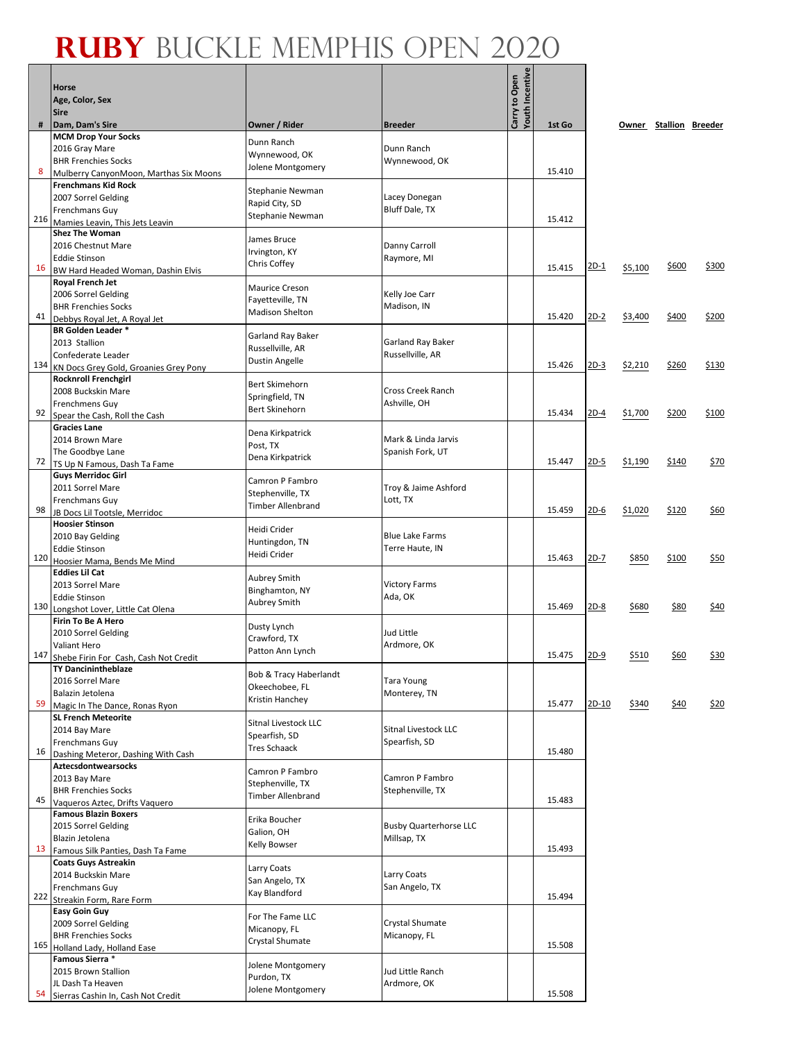# RUBY BUCKLE MEMPHIS OPEN 2020

| # | Horse / Age, Color, Sex / Sire / Dam, Dam's Sire | Owner / Rider | Breeder | Carry to Open | Youth Incentive | 1st Go | | Owner | Stallion | Breeder |
|---|---|---|---|---|---|---|---|---|---|---|
| 8 | **MCM Drop Your Socks**<br>2016 Gray Mare<br>BHR Frenchies Socks<br>Mulberry CanyonMoon, Marthas Six Moons | Dunn Ranch<br>Wynnewood, OK<br>Jolene Montgomery | Dunn Ranch<br>Wynnewood, OK | | | 15.410 | | | | |
| 216 | **Frenchmans Kid Rock**<br>2007 Sorrel Gelding<br>Frenchmans Guy<br>Mamies Leavin, This Jets Leavin | Stephanie Newman<br>Rapid City, SD<br>Stephanie Newman | Lacey Donegan<br>Bluff Dale, TX | | | 15.412 | | | | |
| 16 | **Shez The Woman**<br>2016 Chestnut Mare<br>Eddie Stinson<br>BW Hard Headed Woman, Dashin Elvis | James Bruce<br>Irvington, KY<br>Chris Coffey | Danny Carroll<br>Raymore, MI | | | 15.415 | 2D-1 | $5,100 | $600 | $300 |
| 41 | **Royal French Jet**<br>2006 Sorrel Gelding<br>BHR Frenchies Socks<br>Debbys Royal Jet, A Royal Jet | Maurice Creson<br>Fayetteville, TN<br>Madison Shelton | Kelly Joe Carr<br>Madison, IN | | | 15.420 | 2D-2 | $3,400 | $400 | $200 |
| 134 | **BR Golden Leader** *<br>2013 Stallion<br>Confederate Leader<br>KN Docs Grey Gold, Groanies Grey Pony | Garland Ray Baker<br>Russellville, AR<br>Dustin Angelle | Garland Ray Baker<br>Russellville, AR | | | 15.426 | 2D-3 | $2,210 | $260 | $130 |
| 92 | **Rocknroll Frenchgirl**<br>2008 Buckskin Mare<br>Frenchmens Guy<br>Spear the Cash, Roll the Cash | Bert Skimehorn<br>Springfield, TN<br>Bert Skinehorn | Cross Creek Ranch<br>Ashville, OH | | | 15.434 | 2D-4 | $1,700 | $200 | $100 |
| 72 | **Gracies Lane**<br>2014 Brown Mare<br>The Goodbye Lane<br>TS Up N Famous, Dash Ta Fame | Dena Kirkpatrick<br>Post, TX<br>Dena Kirkpatrick | Mark & Linda Jarvis<br>Spanish Fork, UT | | | 15.447 | 2D-5 | $1,190 | $140 | $70 |
| 98 | **Guys Merridoc Girl**<br>2011 Sorrel Mare<br>Frenchmans Guy<br>JB Docs Lil Tootsle, Merridoc | Camron P Fambro<br>Stephenville, TX<br>Timber Allenbrand | Troy & Jaime Ashford<br>Lott, TX | | | 15.459 | 2D-6 | $1,020 | $120 | $60 |
| 120 | **Hoosier Stinson**<br>2010 Bay Gelding<br>Eddie Stinson<br>Hoosier Mama, Bends Me Mind | Heidi Crider<br>Huntingdon, TN<br>Heidi Crider | Blue Lake Farms<br>Terre Haute, IN | | | 15.463 | 2D-7 | $850 | $100 | $50 |
| 130 | **Eddies Lil Cat**<br>2013 Sorrel Mare<br>Eddie Stinson<br>Longshot Lover, Little Cat Olena | Aubrey Smith<br>Binghamton, NY<br>Aubrey Smith | Victory Farms<br>Ada, OK | | | 15.469 | 2D-8 | $680 | $80 | $40 |
| 147 | **Firin To Be A Hero**<br>2010 Sorrel Gelding<br>Valiant Hero<br>Shebe Firin For Cash, Cash Not Credit | Dusty Lynch<br>Crawford, TX<br>Patton Ann Lynch | Jud Little<br>Ardmore, OK | | | 15.475 | 2D-9 | $510 | $60 | $30 |
| 59 | **TY Dancinintheblaze**<br>2016 Sorrel Mare<br>Balazin Jetolena<br>Magic In The Dance, Ronas Ryon | Bob & Tracy Haberlandt<br>Okeechobee, FL<br>Kristin Hanchey | Tara Young<br>Monterey, TN | | | 15.477 | 2D-10 | $340 | $40 | $20 |
| 16 | **SL French Meteorite**<br>2014 Bay Mare<br>Frenchmans Guy<br>Dashing Meteror, Dashing With Cash | Sitnal Livestock LLC<br>Spearfish, SD<br>Tres Schaack | Sitnal Livestock LLC<br>Spearfish, SD | | | 15.480 | | | | |
| 45 | **Aztecsdontwearsocks**<br>2013 Bay Mare<br>BHR Frenchies Socks<br>Vaqueros Aztec, Drifts Vaquero | Camron P Fambro<br>Stephenville, TX<br>Timber Allenbrand | Camron P Fambro<br>Stephenville, TX | | | 15.483 | | | | |
| 13 | **Famous Blazin Boxers**<br>2015 Sorrel Gelding<br>Blazin Jetolena<br>Famous Silk Panties, Dash Ta Fame | Erika Boucher<br>Galion, OH<br>Kelly Bowser | Busby Quarterhorse LLC<br>Millsap, TX | | | 15.493 | | | | |
| 222 | **Coats Guys Astreakin**<br>2014 Buckskin Mare<br>Frenchmans Guy<br>Streakin Form, Rare Form | Larry Coats<br>San Angelo, TX<br>Kay Blandford | Larry Coats<br>San Angelo, TX | | | 15.494 | | | | |
| 165 | **Easy Goin Guy**<br>2009 Sorrel Gelding<br>BHR Frenchies Socks<br>Holland Lady, Holland Ease | For The Fame LLC<br>Micanopy, FL<br>Crystal Shumate | Crystal Shumate<br>Micanopy, FL | | | 15.508 | | | | |
| 54 | **Famous Sierra** *<br>2015 Brown Stallion<br>JL Dash Ta Heaven<br>Sierras Cashin In, Cash Not Credit | Jolene Montgomery<br>Purdon, TX<br>Jolene Montgomery | Jud Little Ranch<br>Ardmore, OK | | | 15.508 | | | | |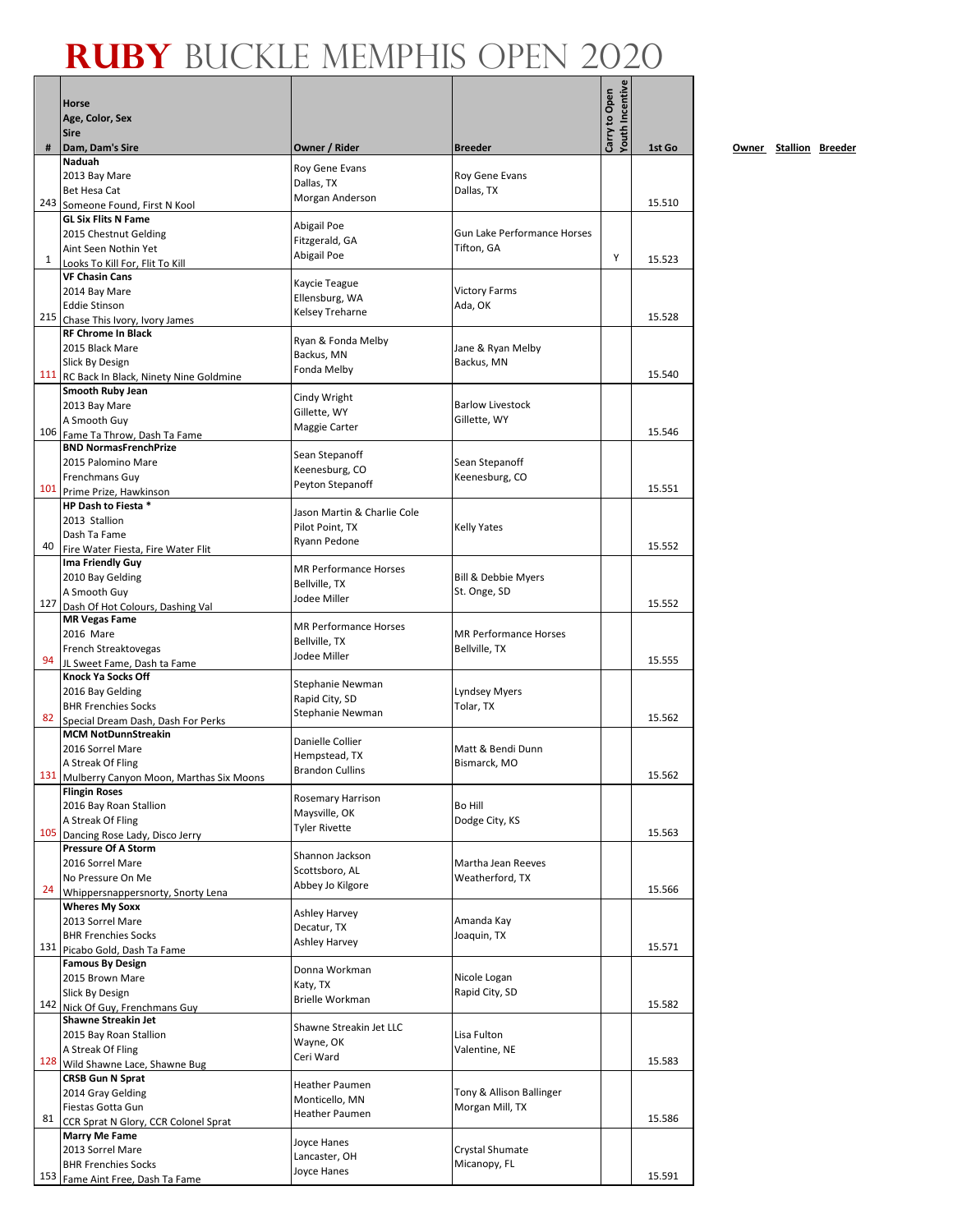# RUBY BUCKLE MEMPHIS OPEN 2020

| # | Horse<br>Age, Color, Sex<br>Sire<br>Dam, Dam's Sire | Owner / Rider | Breeder | Carry to Open | Youth Incentive | 1st Go |
|---|---|---|---|---|---|---|
| 243 | **Naduah**<br>2013 Bay Mare<br>Bet Hesa Cat<br>Someone Found, First N Kool | Roy Gene Evans<br>Dallas, TX<br>Morgan Anderson | Roy Gene Evans<br>Dallas, TX | | | 15.510 |
| 1 | **GL Six Flits N Fame**<br>2015 Chestnut Gelding<br>Aint Seen Nothin Yet<br>Looks To Kill For, Flit To Kill | Abigail Poe<br>Fitzgerald, GA<br>Abigail Poe | Gun Lake Performance Horses<br>Tifton, GA | | Y | 15.523 |
| 215 | **VF Chasin Cans**<br>2014 Bay Mare<br>Eddie Stinson<br>Chase This Ivory, Ivory James | Kaycie Teague<br>Ellensburg, WA<br>Kelsey Treharne | Victory Farms<br>Ada, OK | | | 15.528 |
| 111 | **RF Chrome In Black**<br>2015 Black Mare<br>Slick By Design<br>RC Back In Black, Ninety Nine Goldmine | Ryan & Fonda Melby<br>Backus, MN<br>Fonda Melby | Jane & Ryan Melby<br>Backus, MN | | | 15.540 |
| 106 | **Smooth Ruby Jean**<br>2013 Bay Mare<br>A Smooth Guy<br>Fame Ta Throw, Dash Ta Fame | Cindy Wright<br>Gillette, WY<br>Maggie Carter | Barlow Livestock<br>Gillette, WY | | | 15.546 |
| 101 | **BND NormasFrenchPrize**<br>2015 Palomino Mare<br>Frenchmans Guy<br>Prime Prize, Hawkinson | Sean Stepanoff<br>Keenesburg, CO<br>Peyton Stepanoff | Sean Stepanoff<br>Keenesburg, CO | | | 15.551 |
| 40 | **HP Dash to Fiesta ***<br>2013 Stallion<br>Dash Ta Fame<br>Fire Water Fiesta, Fire Water Flit | Jason Martin & Charlie Cole<br>Pilot Point, TX<br>Ryann Pedone | Kelly Yates | | | 15.552 |
| 127 | **Ima Friendly Guy**<br>2010 Bay Gelding<br>A Smooth Guy<br>Dash Of Hot Colours, Dashing Val | MR Performance Horses<br>Bellville, TX<br>Jodee Miller | Bill & Debbie Myers<br>St. Onge, SD | | | 15.552 |
| 94 | **MR Vegas Fame**<br>2016 Mare<br>French Streaktovegas<br>JL Sweet Fame, Dash ta Fame | MR Performance Horses<br>Bellville, TX<br>Jodee Miller | MR Performance Horses<br>Bellville, TX | | | 15.555 |
| 82 | **Knock Ya Socks Off**<br>2016 Bay Gelding<br>BHR Frenchies Socks<br>Special Dream Dash, Dash For Perks | Stephanie Newman<br>Rapid City, SD<br>Stephanie Newman | Lyndsey Myers<br>Tolar, TX | | | 15.562 |
| 131 | **MCM NotDunnStreakin**<br>2016 Sorrel Mare<br>A Streak Of Fling<br>Mulberry Canyon Moon, Marthas Six Moons | Danielle Collier<br>Hempstead, TX<br>Brandon Cullins | Matt & Bendi Dunn<br>Bismarck, MO | | | 15.562 |
| 105 | **Flingin Roses**<br>2016 Bay Roan Stallion<br>A Streak Of Fling<br>Dancing Rose Lady, Disco Jerry | Rosemary Harrison<br>Maysville, OK<br>Tyler Rivette | Bo Hill<br>Dodge City, KS | | | 15.563 |
| 24 | **Pressure Of A Storm**<br>2016 Sorrel Mare<br>No Pressure On Me<br>Whippersnappersnorty, Snorty Lena | Shannon Jackson<br>Scottsboro, AL<br>Abbey Jo Kilgore | Martha Jean Reeves<br>Weatherford, TX | | | 15.566 |
| 131 | **Wheres My Soxx**<br>2013 Sorrel Mare<br>BHR Frenchies Socks<br>Picabo Gold, Dash Ta Fame | Ashley Harvey<br>Decatur, TX<br>Ashley Harvey | Amanda Kay<br>Joaquin, TX | | | 15.571 |
| 142 | **Famous By Design**<br>2015 Brown Mare<br>Slick By Design<br>Nick Of Guy, Frenchmans Guy | Donna Workman<br>Katy, TX<br>Brielle Workman | Nicole Logan<br>Rapid City, SD | | | 15.582 |
| 128 | **Shawne Streakin Jet**<br>2015 Bay Roan Stallion<br>A Streak Of Fling<br>Wild Shawne Lace, Shawne Bug | Shawne Streakin Jet LLC<br>Wayne, OK<br>Ceri Ward | Lisa Fulton<br>Valentine, NE | | | 15.583 |
| 81 | **CRSB Gun N Sprat**<br>2014 Gray Gelding<br>Fiestas Gotta Gun<br>CCR Sprat N Glory, CCR Colonel Sprat | Heather Paumen<br>Monticello, MN<br>Heather Paumen | Tony & Allison Ballinger<br>Morgan Mill, TX | | | 15.586 |
| 153 | **Marry Me Fame**<br>2013 Sorrel Mare<br>BHR Frenchies Socks<br>Fame Aint Free, Dash Ta Fame | Joyce Hanes<br>Lancaster, OH<br>Joyce Hanes | Crystal Shumate<br>Micanopy, FL | | | 15.591 |

Owner Stallion Breeder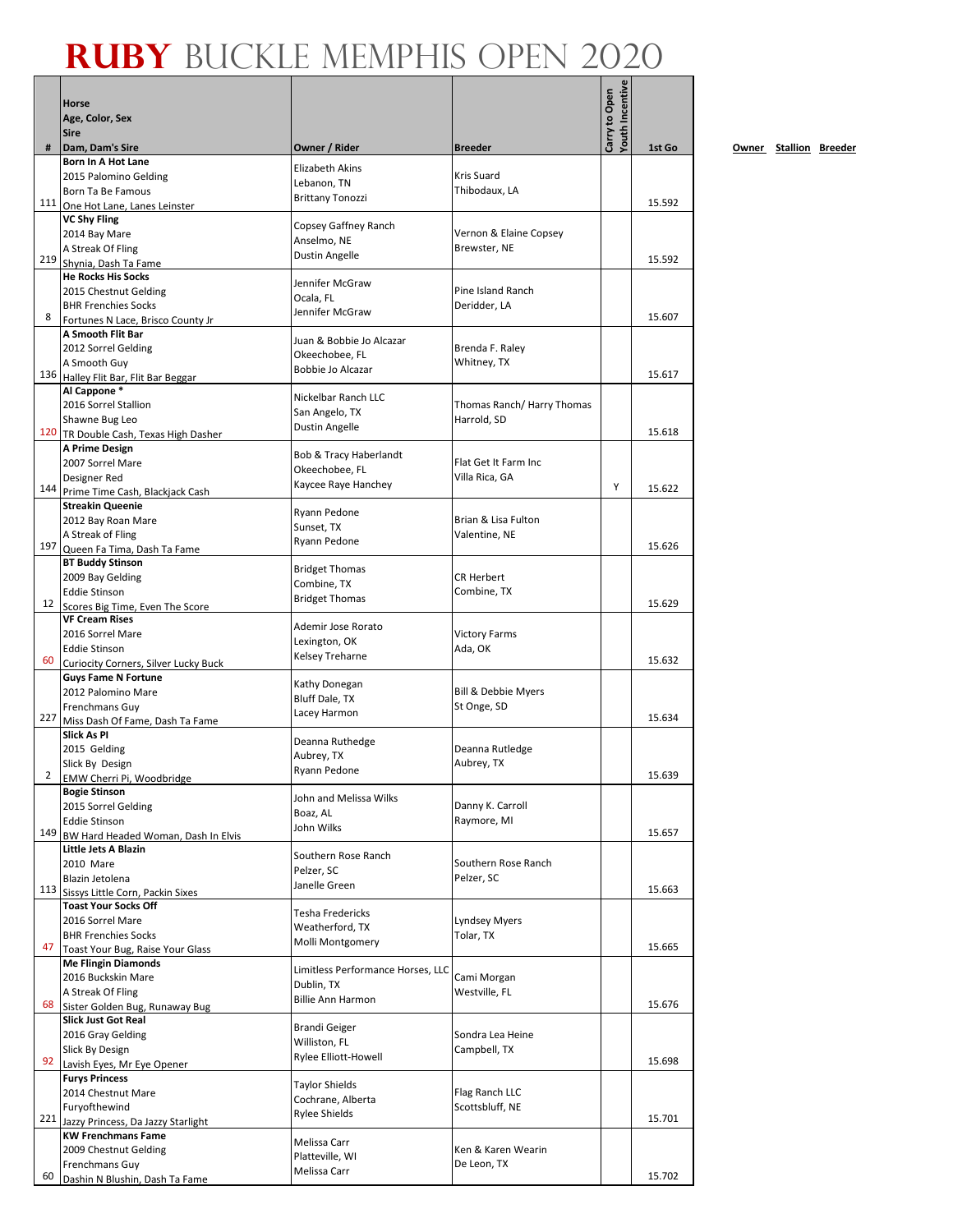# RUBY BUCKLE MEMPHIS OPEN 2020

| # | Horse / Age, Color, Sex / Sire / Dam, Dam's Sire | Owner / Rider | Breeder | Carry to Open | Youth Incentive | 1st Go |
|---|---|---|---|---|---|---|
| 111 | **Born In A Hot Lane**<br>2015 Palomino Gelding<br>Born Ta Be Famous<br>One Hot Lane, Lanes Leinster | Elizabeth Akins<br>Lebanon, TN<br>Brittany Tonozzi | Kris Suard<br>Thibodaux, LA | | | 15.592 |
| 219 | **VC Shy Fling**<br>2014 Bay Mare<br>A Streak Of Fling<br>Shynia, Dash Ta Fame | Copsey Gaffney Ranch<br>Anselmo, NE<br>Dustin Angelle | Vernon & Elaine Copsey<br>Brewster, NE | | | 15.592 |
| 8 | **He Rocks His Socks**<br>2015 Chestnut Gelding<br>BHR Frenchies Socks<br>Fortunes N Lace, Brisco County Jr | Jennifer McGraw<br>Ocala, FL<br>Jennifer McGraw | Pine Island Ranch<br>Deridder, LA | | | 15.607 |
| 136 | **A Smooth Flit Bar**<br>2012 Sorrel Gelding<br>A Smooth Guy<br>Halley Flit Bar, Flit Bar Beggar | Juan & Bobbie Jo Alcazar<br>Okeechobee, FL<br>Bobbie Jo Alcazar | Brenda F. Raley<br>Whitney, TX | | | 15.617 |
| 120 | **Al Cappone ***<br>2016 Sorrel Stallion<br>Shawne Bug Leo<br>TR Double Cash, Texas High Dasher | Nickelbar Ranch LLC<br>San Angelo, TX<br>Dustin Angelle | Thomas Ranch/ Harry Thomas<br>Harrold, SD | | | 15.618 |
| 144 | **A Prime Design**<br>2007 Sorrel Mare<br>Designer Red<br>Prime Time Cash, Blackjack Cash | Bob & Tracy Haberlandt<br>Okeechobee, FL<br>Kaycee Raye Hanchey | Flat Get It Farm Inc<br>Villa Rica, GA | | Y | 15.622 |
| 197 | **Streakin Queenie**<br>2012 Bay Roan Mare<br>A Streak of Fling<br>Queen Fa Tima, Dash Ta Fame | Ryann Pedone<br>Sunset, TX<br>Ryann Pedone | Brian & Lisa Fulton<br>Valentine, NE | | | 15.626 |
| 12 | **BT Buddy Stinson**<br>2009 Bay Gelding<br>Eddie Stinson<br>Scores Big Time, Even The Score | Bridget Thomas<br>Combine, TX<br>Bridget Thomas | CR Herbert<br>Combine, TX | | | 15.629 |
| 60 | **VF Cream Rises**<br>2016 Sorrel Mare<br>Eddie Stinson<br>Curiocity Corners, Silver Lucky Buck | Ademir Jose Rorato<br>Lexington, OK<br>Kelsey Treharne | Victory Farms<br>Ada, OK | | | 15.632 |
| 227 | **Guys Fame N Fortune**<br>2012 Palomino Mare<br>Frenchmans Guy<br>Miss Dash Of Fame, Dash Ta Fame | Kathy Donegan<br>Bluff Dale, TX<br>Lacey Harmon | Bill & Debbie Myers<br>St Onge, SD | | | 15.634 |
| 2 | **Slick As PI**<br>2015 Gelding<br>Slick By Design<br>EMW Cherri Pi, Woodbridge | Deanna Ruthedge<br>Aubrey, TX<br>Ryann Pedone | Deanna Rutledge<br>Aubrey, TX | | | 15.639 |
| 149 | **Bogie Stinson**<br>2015 Sorrel Gelding<br>Eddie Stinson<br>BW Hard Headed Woman, Dash In Elvis | John and Melissa Wilks<br>Boaz, AL<br>John Wilks | Danny K. Carroll<br>Raymore, MI | | | 15.657 |
| 113 | **Little Jets A Blazin**<br>2010 Mare<br>Blazin Jetolena<br>Sissys Little Corn, Packin Sixes | Southern Rose Ranch<br>Pelzer, SC<br>Janelle Green | Southern Rose Ranch<br>Pelzer, SC | | | 15.663 |
| 47 | **Toast Your Socks Off**<br>2016 Sorrel Mare<br>BHR Frenchies Socks<br>Toast Your Bug, Raise Your Glass | Tesha Fredericks<br>Weatherford, TX<br>Molli Montgomery | Lyndsey Myers<br>Tolar, TX | | | 15.665 |
| 68 | **Me Flingin Diamonds**<br>2016 Buckskin Mare<br>A Streak Of Fling<br>Sister Golden Bug, Runaway Bug | Limitless Performance Horses, LLC<br>Dublin, TX<br>Billie Ann Harmon | Cami Morgan<br>Westville, FL | | | 15.676 |
| 92 | **Slick Just Got Real**<br>2016 Gray Gelding<br>Slick By Design<br>Lavish Eyes, Mr Eye Opener | Brandi Geiger<br>Williston, FL<br>Rylee Elliott-Howell | Sondra Lea Heine<br>Campbell, TX | | | 15.698 |
| 221 | **Furys Princess**<br>2014 Chestnut Mare<br>Furyofthewind<br>Jazzy Princess, Da Jazzy Starlight | Taylor Shields<br>Cochrane, Alberta<br>Rylee Shields | Flag Ranch LLC<br>Scottsbluff, NE | | | 15.701 |
| 60 | **KW Frenchmans Fame**<br>2009 Chestnut Gelding<br>Frenchmans Guy<br>Dashin N Blushin, Dash Ta Fame | Melissa Carr<br>Platteville, WI<br>Melissa Carr | Ken & Karen Wearin<br>De Leon, TX | | | 15.702 |

Owner Stallion Breeder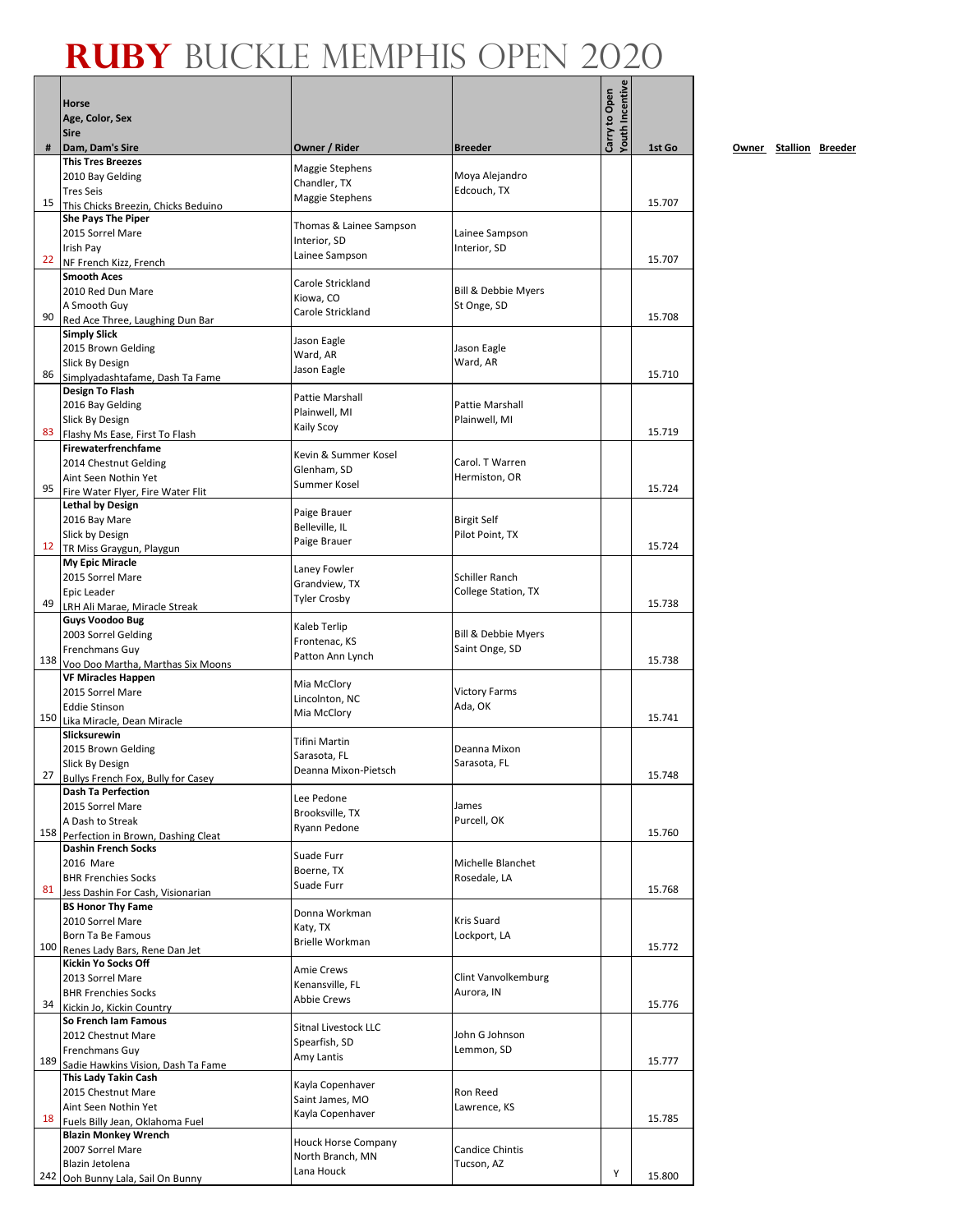# RUBY BUCKLE MEMPHIS OPEN 2020

| # | Horse<br>Age, Color, Sex<br>Sire<br>Dam, Dam's Sire | Owner / Rider | Breeder | Carry to Open | Youth Incentive | 1st Go |
|---|---|---|---|---|---|---|
| 15 | **This Tres Breezes**<br>2010 Bay Gelding<br>Tres Seis<br>This Chicks Breezin, Chicks Beduino | Maggie Stephens<br>Chandler, TX<br>Maggie Stephens | Moya Alejandro<br>Edcouch, TX | | | 15.707 |
| 22 | **She Pays The Piper**<br>2015 Sorrel Mare<br>Irish Pay<br>NF French Kizz, French | Thomas & Lainee Sampson<br>Interior, SD<br>Lainee Sampson | Lainee Sampson<br>Interior, SD | | | 15.707 |
| 90 | **Smooth Aces**<br>2010 Red Dun Mare<br>A Smooth Guy<br>Red Ace Three, Laughing Dun Bar | Carole Strickland<br>Kiowa, CO<br>Carole Strickland | Bill & Debbie Myers<br>St Onge, SD | | | 15.708 |
| 86 | **Simply Slick**<br>2015 Brown Gelding<br>Slick By Design<br>Simplyadashtafame, Dash Ta Fame | Jason Eagle<br>Ward, AR<br>Jason Eagle | Jason Eagle<br>Ward, AR | | | 15.710 |
| 83 | **Design To Flash**<br>2016 Bay Gelding<br>Slick By Design<br>Flashy Ms Ease, First To Flash | Pattie Marshall<br>Plainwell, MI<br>Kaily Scoy | Pattie Marshall<br>Plainwell, MI | | | 15.719 |
| 95 | **Firewaterfrenchfame**<br>2014 Chestnut Gelding<br>Aint Seen Nothin Yet<br>Fire Water Flyer, Fire Water Flit | Kevin & Summer Kosel<br>Glenham, SD<br>Summer Kosel | Carol. T Warren<br>Hermiston, OR | | | 15.724 |
| 12 | **Lethal by Design**<br>2016 Bay Mare<br>Slick by Design<br>TR Miss Graygun, Playgun | Paige Brauer<br>Belleville, IL<br>Paige Brauer | Birgit Self<br>Pilot Point, TX | | | 15.724 |
| 49 | **My Epic Miracle**<br>2015 Sorrel Mare<br>Epic Leader<br>LRH Ali Marae, Miracle Streak | Laney Fowler<br>Grandview, TX<br>Tyler Crosby | Schiller Ranch<br>College Station, TX | | | 15.738 |
| 138 | **Guys Voodoo Bug**<br>2003 Sorrel Gelding<br>Frenchmans Guy<br>Voo Doo Martha, Marthas Six Moons | Kaleb Terlip<br>Frontenac, KS<br>Patton Ann Lynch | Bill & Debbie Myers<br>Saint Onge, SD | | | 15.738 |
| 150 | **VF Miracles Happen**<br>2015 Sorrel Mare<br>Eddie Stinson<br>Lika Miracle, Dean Miracle | Mia McClory<br>Lincolnton, NC<br>Mia McClory | Victory Farms<br>Ada, OK | | | 15.741 |
| 27 | **Slicksurewin**<br>2015 Brown Gelding<br>Slick By Design<br>Bullys French Fox, Bully for Casey | Tifini Martin<br>Sarasota, FL<br>Deanna Mixon-Pietsch | Deanna Mixon<br>Sarasota, FL | | | 15.748 |
| 158 | **Dash Ta Perfection**<br>2015 Sorrel Mare<br>A Dash to Streak<br>Perfection in Brown, Dashing Cleat | Lee Pedone<br>Brooksville, TX<br>Ryann Pedone | James<br>Purcell, OK | | | 15.760 |
| 81 | **Dashin French Socks**<br>2016 Mare<br>BHR Frenchies Socks<br>Jess Dashin For Cash, Visionarian | Suade Furr<br>Boerne, TX<br>Suade Furr | Michelle Blanchet<br>Rosedale, LA | | | 15.768 |
| 100 | **BS Honor Thy Fame**<br>2010 Sorrel Mare<br>Born Ta Be Famous<br>Renes Lady Bars, Rene Dan Jet | Donna Workman<br>Katy, TX<br>Brielle Workman | Kris Suard<br>Lockport, LA | | | 15.772 |
| 34 | **Kickin Yo Socks Off**<br>2013 Sorrel Mare<br>BHR Frenchies Socks<br>Kickin Jo, Kickin Country | Amie Crews<br>Kenansville, FL<br>Abbie Crews | Clint Vanvolkemburg<br>Aurora, IN | | | 15.776 |
| 189 | **So French Iam Famous**<br>2012 Chestnut Mare<br>Frenchmans Guy<br>Sadie Hawkins Vision, Dash Ta Fame | Sitnal Livestock LLC<br>Spearfish, SD<br>Amy Lantis | John G Johnson<br>Lemmon, SD | | | 15.777 |
| 18 | **This Lady Takin Cash**<br>2015 Chestnut Mare<br>Aint Seen Nothin Yet<br>Fuels Billy Jean, Oklahoma Fuel | Kayla Copenhaver<br>Saint James, MO<br>Kayla Copenhaver | Ron Reed<br>Lawrence, KS | | | 15.785 |
| 242 | **Blazin Monkey Wrench**<br>2007 Sorrel Mare<br>Blazin Jetolena<br>Ooh Bunny Lala, Sail On Bunny | Houck Horse Company<br>North Branch, MN<br>Lana Houck | Candice Chintis<br>Tucson, AZ | | Y | 15.800 |

Owner Stallion Breeder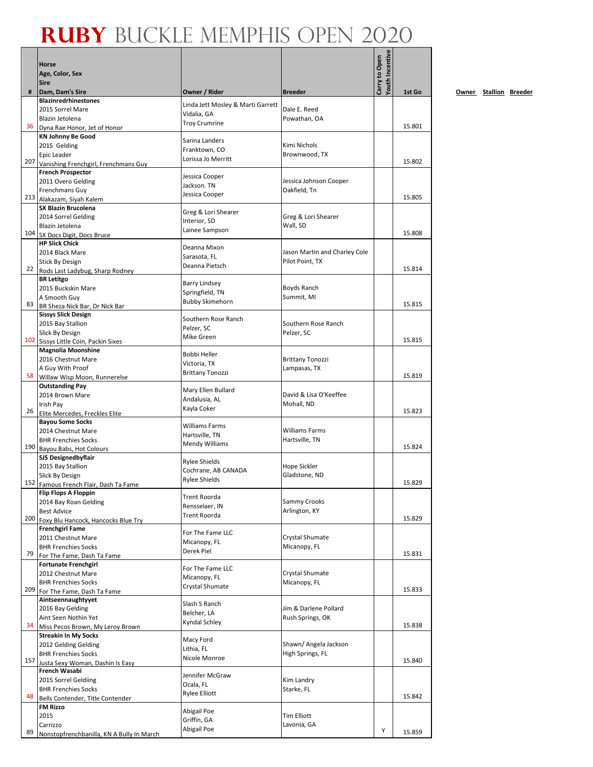# RUBY BUCKLE MEMPHIS OPEN 2020

| # | Horse / Age, Color, Sex / Sire / Dam, Dam's Sire | Owner / Rider | Breeder | Carry to Open | Youth Incentive | 1st Go |
|---|---|---|---|---|---|---|
| 36 | **Blazinredrhinestones** 2015 Sorrel Mare Blazin Jetolena Dyna Rae Honor, Jet of Honor | Linda Jett Mosley & Marti Garrett Vidalia, GA Troy Crumrine | Dale E. Reed Powathan, OA | | | 15.801 |
| 207 | **KN Johnny Be Good** 2015 Gelding Epic Leader Vanishing Frenchgirl, Frenchmans Guy | Sarina Landers Franktown, CO Lorissa Jo Merritt | Kimi Nichols Brownwood, TX | | | 15.802 |
| 213 | **French Prospector** 2011 Overo Gelding Frenchmans Guy Alakazam, Siyah Kalem | Jessica Cooper Jackson. TN Jessica Cooper | Jessica Johnson Cooper Oakfield, Tn | | | 15.805 |
| 104 | **SX Blazin Brucolena** 2014 Sorrel Gelding Blazin Jetolena SX Docs Digit, Docs Bruce | Greg & Lori Shearer Interior, SD Lainee Sampson | Greg & Lori Shearer Wall, SD | | | 15.808 |
| 22 | **HP Slick Chick** 2014 Black Mare Stick By Design Rods Last Ladybug, Sharp Rodney | Deanna Mixon Sarasota, FL Deanna Pietsch | Jason Martin and Charley Cole Pilot Point, TX | | | 15.814 |
| 83 | **BR Letitgo** 2015 Buckskin Mare A Smooth Guy BR Sheza Nick Bar, Dr Nick Bar | Barry Lindsey Springfield, TN Bubby Skimehorn | Boyds Ranch Summit, MI | | | 15.815 |
| 102 | **Sissys Slick Design** 2015 Bay Stallion Slick By Design Sissys Little Coin, Packin Sixes | Southern Rose Ranch Pelzer, SC Mike Green | Southern Rose Ranch Pelzer, SC | | | 15.815 |
| 58 | **Magnolia Moonshine** 2016 Chestnut Mare A Guy With Proof Willaw Wisp Moon, Runnerelse | Bobbi Heller Victoria, TX Brittany Tonozzi | Brittany Tonozzi Lampasas, TX | | | 15.819 |
| 26 | **Outstanding Pay** 2014 Brown Mare Irish Pay Elite Mercedes, Freckles Elite | Mary Ellen Bullard Andalusia, AL Kayla Coker | David & Lisa O'Keeffee Mohall, ND | | | 15.823 |
| 190 | **Bayou Some Socks** 2014 Chestnut Mare BHR Frenchies Socks Bayou Babs, Hot Colours | Williams Farms Hartsville, TN Mendy Williams | Williams Farms Hartsville, TN | | | 15.824 |
| 152 | **SJS Designedbyflair** 2015 Bay Stallion Slick By Design Famous French Flair, Dash Ta Fame | Rylee Shields Cochrane, AB CANADA Rylee Shields | Hope Sickler Gladstone, ND | | | 15.829 |
| 200 | **Flip Flops A Floppin** 2014 Bay Roan Gelding Best Advice Foxy Blu Hancock, Hancocks Blue Try | Trent Roorda Rensselaer, IN Trent Roorda | Sammy Crooks Arlington, KY | | | 15.829 |
| 79 | **Frenchgirl Fame** 2011 Chestnut Mare BHR Frenchies Socks For The Fame, Dash Ta Fame | For The Fame LLC Micanopy, FL Derek Piel | Crystal Shumate Micanopy, FL | | | 15.831 |
| 209 | **Fortunate Frenchgirl** 2012 Chestnut Mare BHR Frenchies Socks For The Fame, Dash Ta Fame | For The Fame LLC Micanopy, FL Crystal Shumate | Crystal Shumate Micanopy, FL | | | 15.833 |
| 34 | **Aintseennaughtyyet** 2016 Bay Gelding Aint Seen Nothin Yet Miss Pecos Brown, My Leroy Brown | Slash S Ranch Belcher, LA Kyndal Schley | Jim & Darlene Pollard Rush Springs, OK | | | 15.838 |
| 157 | **Streakin In My Socks** 2012 Gelding Gelding BHR Frenchies Socks Justa Sexy Woman, Dashin Is Easy | Macy Ford Lithia, FL Nicole Monroe | Shawn/ Angela Jackson High Springs, FL | | | 15.840 |
| 48 | **French Wasabi** 2015 Sorrel Geldiing BHR Frenchies Socks Bells Contender, Title Contender | Jennifer McGraw Ocala, FL Rylee Elliott | Kim Landry Starke, FL | | | 15.842 |
| 89 | **FM Rizzo** 2015 Carrizzo Nonstopfrenchbanilla, KN A Bully In March | Abigail Poe Griffin, GA Abigail Poe | Tim Elliott Lavonia, GA | | Y | 15.859 |

Owner Stallion Breeder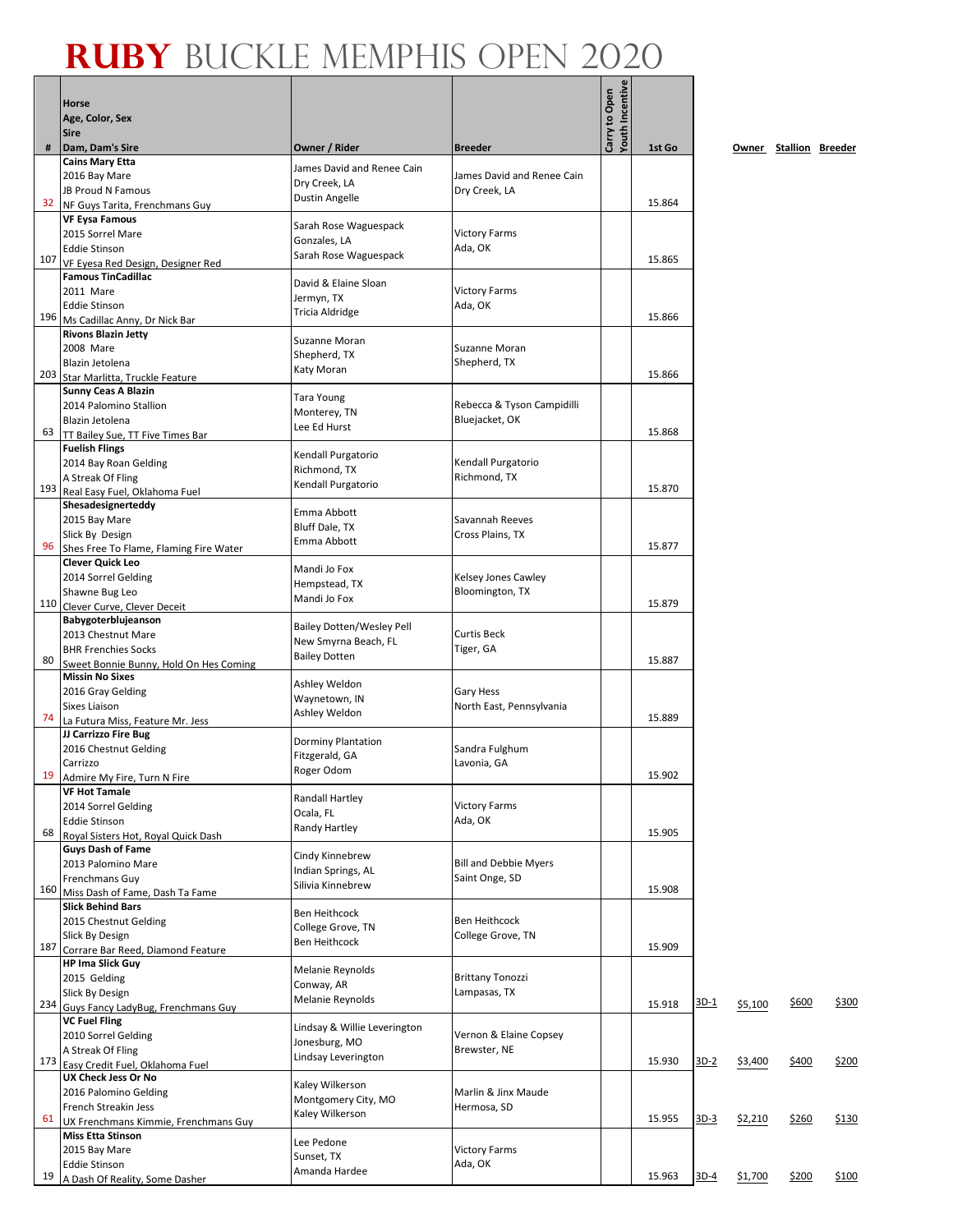# RUBY BUCKLE MEMPHIS OPEN 2020

| # | Horse<br>Age, Color, Sex<br>Sire<br>Dam, Dam's Sire | Owner / Rider | Breeder | Carry to Open | Youth Incentive | 1st Go | | Owner | Stallion | Breeder |
|---|---|---|---|---|---|---|---|---|---|---|
| 32 | **Cains Mary Etta**<br>2016 Bay Mare<br>JB Proud N Famous<br>NF Guys Tarita, Frenchmans Guy | James David and Renee Cain<br>Dry Creek, LA<br>Dustin Angelle | James David and Renee Cain<br>Dry Creek, LA | | | 15.864 | | | | |
| 107 | **VF Eysa Famous**<br>2015 Sorrel Mare<br>Eddie Stinson<br>VF Eyesa Red Design, Designer Red | Sarah Rose Waguespack<br>Gonzales, LA<br>Sarah Rose Waguespack | Victory Farms<br>Ada, OK | | | 15.865 | | | | |
| 196 | **Famous TinCadillac**<br>2011 Mare<br>Eddie Stinson<br>Ms Cadillac Anny, Dr Nick Bar | David & Elaine Sloan<br>Jermyn, TX<br>Tricia Aldridge | Victory Farms<br>Ada, OK | | | 15.866 | | | | |
| 203 | **Rivons Blazin Jetty**<br>2008 Mare<br>Blazin Jetolena<br>Star Marlitta, Truckle Feature | Suzanne Moran<br>Shepherd, TX<br>Katy Moran | Suzanne Moran<br>Shepherd, TX | | | 15.866 | | | | |
| 63 | **Sunny Ceas A Blazin**<br>2014 Palomino Stallion<br>Blazin Jetolena<br>TT Bailey Sue, TT Five Times Bar | Tara Young<br>Monterey, TN<br>Lee Ed Hurst | Rebecca & Tyson Campidilli<br>Bluejacket, OK | | | 15.868 | | | | |
| 193 | **Fuelish Flings**<br>2014 Bay Roan Gelding<br>A Streak Of Fling<br>Real Easy Fuel, Oklahoma Fuel | Kendall Purgatorio<br>Richmond, TX<br>Kendall Purgatorio | Kendall Purgatorio<br>Richmond, TX | | | 15.870 | | | | |
| 96 | **Shesadesignerteddy**<br>2015 Bay Mare<br>Slick By Design<br>Shes Free To Flame, Flaming Fire Water | Emma Abbott<br>Bluff Dale, TX<br>Emma Abbott | Savannah Reeves<br>Cross Plains, TX | | | 15.877 | | | | |
| 110 | **Clever Quick Leo**<br>2014 Sorrel Gelding<br>Shawne Bug Leo<br>Clever Curve, Clever Deceit | Mandi Jo Fox<br>Hempstead, TX<br>Mandi Jo Fox | Kelsey Jones Cawley<br>Bloomington, TX | | | 15.879 | | | | |
| 80 | **Babygoterblujeanson**<br>2013 Chestnut Mare<br>BHR Frenchies Socks<br>Sweet Bonnie Bunny, Hold On Hes Coming | Bailey Dotten/Wesley Pell<br>New Smyrna Beach, FL<br>Bailey Dotten | Curtis Beck<br>Tiger, GA | | | 15.887 | | | | |
| 74 | **Missin No Sixes**<br>2016 Gray Gelding<br>Sixes Liaison<br>La Futura Miss, Feature Mr. Jess | Ashley Weldon<br>Waynetown, IN<br>Ashley Weldon | Gary Hess<br>North East, Pennsylvania | | | 15.889 | | | | |
| 19 | **JJ Carrizzo Fire Bug**<br>2016 Chestnut Gelding<br>Carrizzo<br>Admire My Fire, Turn N Fire | Dorminy Plantation<br>Fitzgerald, GA<br>Roger Odom | Sandra Fulghum<br>Lavonia, GA | | | 15.902 | | | | |
| 68 | **VF Hot Tamale**<br>2014 Sorrel Gelding<br>Eddie Stinson<br>Royal Sisters Hot, Royal Quick Dash | Randall Hartley<br>Ocala, FL<br>Randy Hartley | Victory Farms<br>Ada, OK | | | 15.905 | | | | |
| 160 | **Guys Dash of Fame**<br>2013 Palomino Mare<br>Frenchmans Guy<br>Miss Dash of Fame, Dash Ta Fame | Cindy Kinnebrew<br>Indian Springs, AL<br>Silivia Kinnebrew | Bill and Debbie Myers<br>Saint Onge, SD | | | 15.908 | | | | |
| 187 | **Slick Behind Bars**<br>2015 Chestnut Gelding<br>Slick By Design<br>Corrare Bar Reed, Diamond Feature | Ben Heithcock<br>College Grove, TN<br>Ben Heithcock | Ben Heithcock<br>College Grove, TN | | | 15.909 | | | | |
| 234 | **HP Ima Slick Guy**<br>2015 Gelding<br>Slick By Design<br>Guys Fancy LadyBug, Frenchmans Guy | Melanie Reynolds<br>Conway, AR<br>Melanie Reynolds | Brittany Tonozzi<br>Lampasas, TX | | | 15.918 | 3D-1 | $5,100 | $600 | $300 |
| 173 | **VC Fuel Fling**<br>2010 Sorrel Gelding<br>A Streak Of Fling<br>Easy Credit Fuel, Oklahoma Fuel | Lindsay & Willie Leverington<br>Jonesburg, MO<br>Lindsay Leverington | Vernon & Elaine Copsey<br>Brewster, NE | | | 15.930 | 3D-2 | $3,400 | $400 | $200 |
| 61 | **UX Check Jess Or No**<br>2016 Palomino Gelding<br>French Streakin Jess<br>UX Frenchmans Kimmie, Frenchmans Guy | Kaley Wilkerson<br>Montgomery City, MO<br>Kaley Wilkerson | Marlin & Jinx Maude<br>Hermosa, SD | | | 15.955 | 3D-3 | $2,210 | $260 | $130 |
| 19 | **Miss Etta Stinson**<br>2015 Bay Mare<br>Eddie Stinson<br>A Dash Of Reality, Some Dasher | Lee Pedone<br>Sunset, TX<br>Amanda Hardee | Victory Farms<br>Ada, OK | | | 15.963 | 3D-4 | $1,700 | $200 | $100 |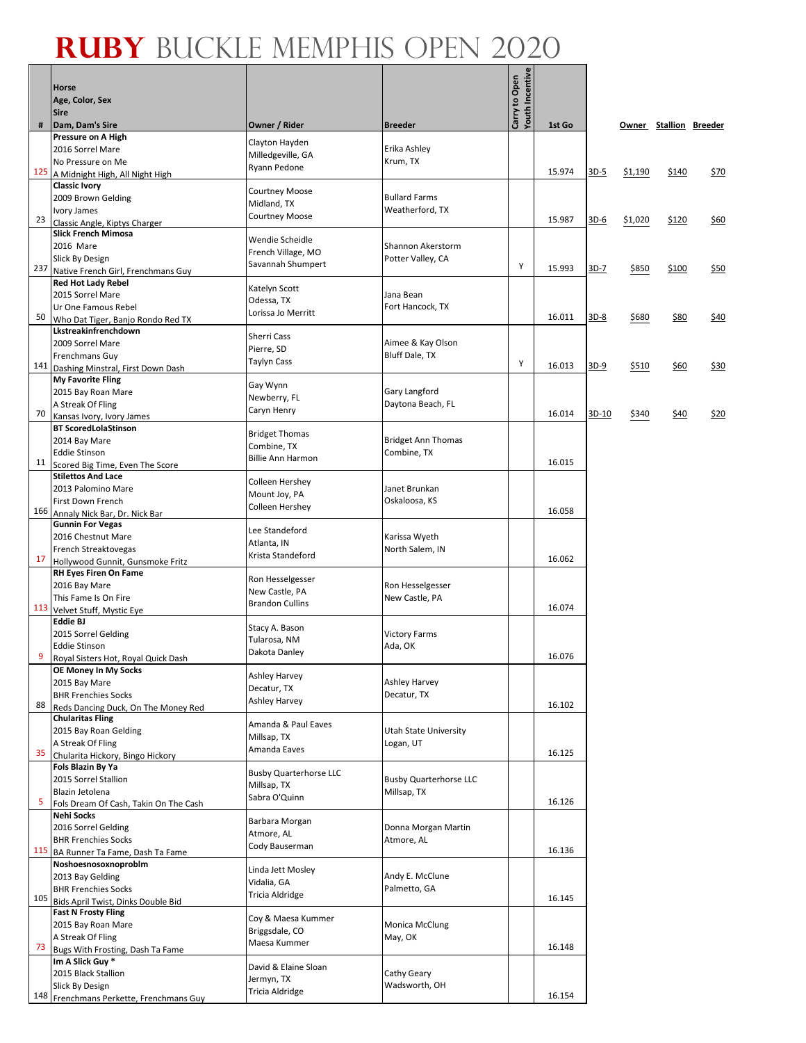# RUBY BUCKLE MEMPHIS OPEN 2020

| # | Horse<br>Age, Color, Sex<br>Sire<br>Dam, Dam's Sire | Owner / Rider | Breeder | Carry to Open<br>Youth Incentive | 1st Go | | Owner | Stallion | Breeder |
|---|---|---|---|---|---|---|---|---|---|
| 125 | **Pressure on A High**<br>2016 Sorrel Mare<br>No Pressure on Me<br>A Midnight High, All Night High | Clayton Hayden<br>Milledgeville, GA<br>Ryann Pedone | Erika Ashley<br>Krum, TX | | 15.974 | 3D-5 | $1,190 | $140 | $70 |
| 23 | **Classic Ivory**<br>2009 Brown Gelding<br>Ivory James<br>Classic Angle, Kiptys Charger | Courtney Moose<br>Midland, TX<br>Courtney Moose | Bullard Farms<br>Weatherford, TX | | 15.987 | 3D-6 | $1,020 | $120 | $60 |
| 237 | **Slick French Mimosa**<br>2016 Mare<br>Slick By Design<br>Native French Girl, Frenchmans Guy | Wendie Scheidle<br>French Village, MO<br>Savannah Shumpert | Shannon Akerstorm<br>Potter Valley, CA | Y | 15.993 | 3D-7 | $850 | $100 | $50 |
| 50 | **Red Hot Lady Rebel**<br>2015 Sorrel Mare<br>Ur One Famous Rebel<br>Who Dat Tiger, Banjo Rondo Red TX | Katelyn Scott<br>Odessa, TX<br>Lorissa Jo Merritt | Jana Bean<br>Fort Hancock, TX | | 16.011 | 3D-8 | $680 | $80 | $40 |
| 141 | **Lkstreakinfrenchdown**<br>2009 Sorrel Mare<br>Frenchmans Guy<br>Dashing Minstral, First Down Dash | Sherri Cass<br>Pierre, SD<br>Taylyn Cass | Aimee & Kay Olson<br>Bluff Dale, TX | Y | 16.013 | 3D-9 | $510 | $60 | $30 |
| 70 | **My Favorite Fling**<br>2015 Bay Roan Mare<br>A Streak Of Fling<br>Kansas Ivory, Ivory James | Gay Wynn<br>Newberry, FL<br>Caryn Henry | Gary Langford<br>Daytona Beach, FL | | 16.014 | 3D-10 | $340 | $40 | $20 |
| 11 | **BT ScoredLolaStinson**<br>2014 Bay Mare<br>Eddie Stinson<br>Scored Big Time, Even The Score | Bridget Thomas<br>Combine, TX<br>Billie Ann Harmon | Bridget Ann Thomas<br>Combine, TX | | 16.015 | | | | |
| 166 | **Stilettos And Lace**<br>2013 Palomino Mare<br>First Down French<br>Annaly Nick Bar, Dr. Nick Bar | Colleen Hershey<br>Mount Joy, PA<br>Colleen Hershey | Janet Brunkan<br>Oskaloosa, KS | | 16.058 | | | | |
| 17 | **Gunnin For Vegas**<br>2016 Chestnut Mare<br>French Streaktovegas<br>Hollywood Gunnit, Gunsmoke Fritz | Lee Standeford<br>Atlanta, IN<br>Krista Standeford | Karissa Wyeth<br>North Salem, IN | | 16.062 | | | | |
| 113 | **RH Eyes Firen On Fame**<br>2016 Bay Mare<br>This Fame Is On Fire<br>Velvet Stuff, Mystic Eye | Ron Hesselgesser<br>New Castle, PA<br>Brandon Cullins | Ron Hesselgesser<br>New Castle, PA | | 16.074 | | | | |
| 9 | **Eddie BJ**<br>2015 Sorrel Gelding<br>Eddie Stinson<br>Royal Sisters Hot, Royal Quick Dash | Stacy A. Bason<br>Tularosa, NM<br>Dakota Danley | Victory Farms<br>Ada, OK | | 16.076 | | | | |
| 88 | **OE Money In My Socks**<br>2015 Bay Mare<br>BHR Frenchies Socks<br>Reds Dancing Duck, On The Money Red | Ashley Harvey<br>Decatur, TX<br>Ashley Harvey | Ashley Harvey<br>Decatur, TX | | 16.102 | | | | |
| 35 | **Chularitas Fling**<br>2015 Bay Roan Gelding<br>A Streak Of Fling<br>Chularita Hickory, Bingo Hickory | Amanda & Paul Eaves<br>Millsap, TX<br>Amanda Eaves | Utah State University<br>Logan, UT | | 16.125 | | | | |
| 5 | **Fols Blazin By Ya**<br>2015 Sorrel Stallion<br>Blazin Jetolena<br>Fols Dream Of Cash, Takin On The Cash | Busby Quarterhorse LLC<br>Millsap, TX<br>Sabra O'Quinn | Busby Quarterhorse LLC<br>Millsap, TX | | 16.126 | | | | |
| 115 | **Nehi Socks**<br>2016 Sorrel Gelding<br>BHR Frenchies Socks<br>BA Runner Ta Fame, Dash Ta Fame | Barbara Morgan<br>Atmore, AL<br>Cody Bauserman | Donna Morgan Martin<br>Atmore, AL | | 16.136 | | | | |
| 105 | **Noshoesnosoxnoproblm**<br>2013 Bay Gelding<br>BHR Frenchies Socks<br>Bids April Twist, Dinks Double Bid | Linda Jett Mosley<br>Vidalia, GA<br>Tricia Aldridge | Andy E. McClune<br>Palmetto, GA | | 16.145 | | | | |
| 73 | **Fast N Frosty Fling**<br>2015 Bay Roan Mare<br>A Streak Of Fling<br>Bugs With Frosting, Dash Ta Fame | Coy & Maesa Kummer<br>Briggsdale, CO<br>Maesa Kummer | Monica McClung<br>May, OK | | 16.148 | | | | |
| 148 | **Im A Slick Guy ***<br>2015 Black Stallion<br>Slick By Design<br>Frenchmans Perkette, Frenchmans Guy | David & Elaine Sloan<br>Jermyn, TX<br>Tricia Aldridge | Cathy Geary<br>Wadsworth, OH | | 16.154 | | | | |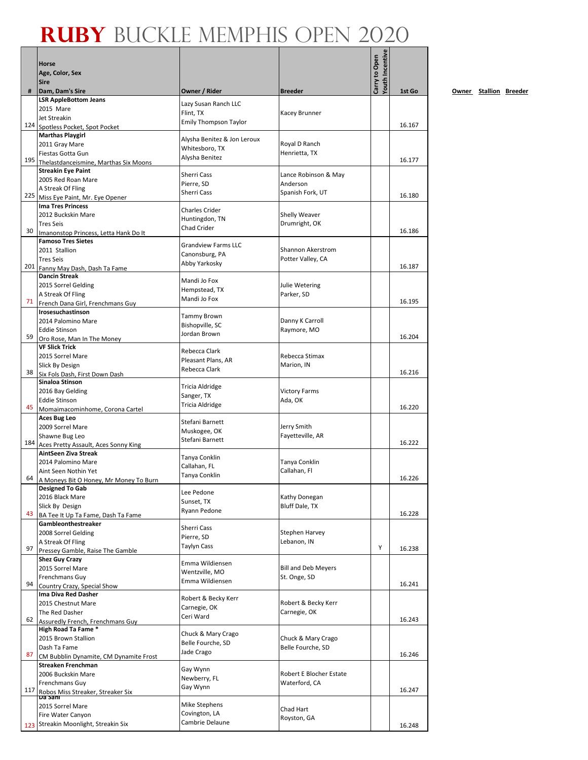# RUBY BUCKLE MEMPHIS OPEN 2020

| # | Horse<br>Age, Color, Sex<br>Sire<br>Dam, Dam's Sire | Owner / Rider | Breeder | Carry to Open | Youth Incentive | 1st Go |
|---|---|---|---|---|---|---|
| 124 | **LSR AppleBottom Jeans**<br>2015 Mare<br>Jet Streakin<br>Spotless Pocket, Spot Pocket | Lazy Susan Ranch LLC<br>Flint, TX<br>Emily Thompson Taylor | Kacey Brunner | | | 16.167 |
| 195 | **Marthas Playgirl**<br>2011 Gray Mare<br>Fiestas Gotta Gun<br>Thelastdanceismine, Marthas Six Moons | Alysha Benitez & Jon Leroux<br>Whitesboro, TX<br>Alysha Benitez | Royal D Ranch<br>Henrietta, TX | | | 16.177 |
| 225 | **Streakin Eye Paint**<br>2005 Red Roan Mare<br>A Streak Of Fling<br>Miss Eye Paint, Mr. Eye Opener | Sherri Cass<br>Pierre, SD<br>Sherri Cass | Lance Robinson & May Anderson<br>Spanish Fork, UT | | | 16.180 |
| 30 | **Ima Tres Princess**<br>2012 Buckskin Mare<br>Tres Seis<br>Imanonstop Princess, Letta Hank Do It | Charles Crider<br>Huntingdon, TN<br>Chad Crider | Shelly Weaver<br>Drumright, OK | | | 16.186 |
| 201 | **Famoso Tres Svietes**<br>2011 Stallion<br>Tres Seis<br>Fanny May Dash, Dash Ta Fame | Grandview Farms LLC<br>Canonsburg, PA<br>Abby Yarkosky | Shannon Akerstrom<br>Potter Valley, CA | | | 16.187 |
| 71 | **Dancin Streak**<br>2015 Sorrel Gelding<br>A Streak Of Fling<br>French Dana Girl, Frenchmans Guy | Mandi Jo Fox<br>Hempstead, TX<br>Mandi Jo Fox | Julie Wetering<br>Parker, SD | | | 16.195 |
| 59 | **Irosesuchastinson**<br>2014 Palomino Mare<br>Eddie Stinson<br>Oro Rose, Man In The Money | Tammy Brown<br>Bishopville, SC<br>Jordan Brown | Danny K Carroll<br>Raymore, MO | | | 16.204 |
| 38 | **VF Slick Trick**<br>2015 Sorrel Mare<br>Slick By Design<br>Six Fols Dash, First Down Dash | Rebecca Clark<br>Pleasant Plans, AR<br>Rebecca Clark | Rebecca Stimax<br>Marion, IN | | | 16.216 |
| 45 | **Sinaloa Stinson**<br>2016 Bay Gelding<br>Eddie Stinson<br>Momaimacominhome, Corona Cartel | Tricia Aldridge<br>Sanger, TX<br>Tricia Aldridge | Victory Farms<br>Ada, OK | | | 16.220 |
| 184 | **Aces Bug Leo**<br>2009 Sorrel Mare<br>Shawne Bug Leo<br>Aces Pretty Assault, Aces Sonny King | Stefani Barnett<br>Muskogee, OK<br>Stefani Barnett | Jerry Smith<br>Fayetteville, AR | | | 16.222 |
| 64 | **AintSeen Ziva Streak**<br>2014 Palomino Mare<br>Aint Seen Nothin Yet<br>A Moneys Bit O Honey, Mr Money To Burn | Tanya Conklin<br>Callahan, FL<br>Tanya Conklin | Tanya Conklin<br>Callahan, Fl | | | 16.226 |
| 43 | **Designed To Gab**<br>2016 Black Mare<br>Slick By Design<br>BA Tee It Up Ta Fame, Dash Ta Fame | Lee Pedone<br>Sunset, TX<br>Ryann Pedone | Kathy Donegan<br>Bluff Dale, TX | | | 16.228 |
| 97 | **Gambleonthestreaker**<br>2008 Sorrel Gelding<br>A Streak Of Fling<br>Pressey Gamble, Raise The Gamble | Sherri Cass<br>Pierre, SD<br>Taylyn Cass | Stephen Harvey<br>Lebanon, IN | | Y | 16.238 |
| 94 | **Shez Guy Crazy**<br>2015 Sorrel Mare<br>Frenchmans Guy<br>Country Crazy, Special Show | Emma Wildiensen<br>Wentzville, MO<br>Emma Wildiensen | Bill and Deb Meyers<br>St. Onge, SD | | | 16.241 |
| 62 | **Ima Diva Red Dasher**<br>2015 Chestnut Mare<br>The Red Dasher<br>Assuredly French, Frenchmans Guy | Robert & Becky Kerr<br>Carnegie, OK<br>Ceri Ward | Robert & Becky Kerr<br>Carnegie, OK | | | 16.243 |
| 87 | **High Road Ta Fame \***<br>2015 Brown Stallion<br>Dash Ta Fame<br>CM Bubblin Dynamite, CM Dynamite Frost | Chuck & Mary Crago<br>Belle Fourche, SD<br>Jade Crago | Chuck & Mary Crago<br>Belle Fourche, SD | | | 16.246 |
| 117 | **Streaken Frenchman**<br>2006 Buckskin Mare<br>Frenchmans Guy<br>Robos Miss Streaker, Streaker Six | Gay Wynn<br>Newberry, FL<br>Gay Wynn | Robert E Blocher Estate<br>Waterford, CA | | | 16.247 |
| 123 | **Da Sani**<br>2015 Sorrel Mare<br>Fire Water Canyon<br>Streakin Moonlight, Streakin Six | Mike Stephens<br>Covington, LA<br>Cambrie Delaune | Chad Hart<br>Royston, GA | | | 16.248 |

Owner Stallion Breeder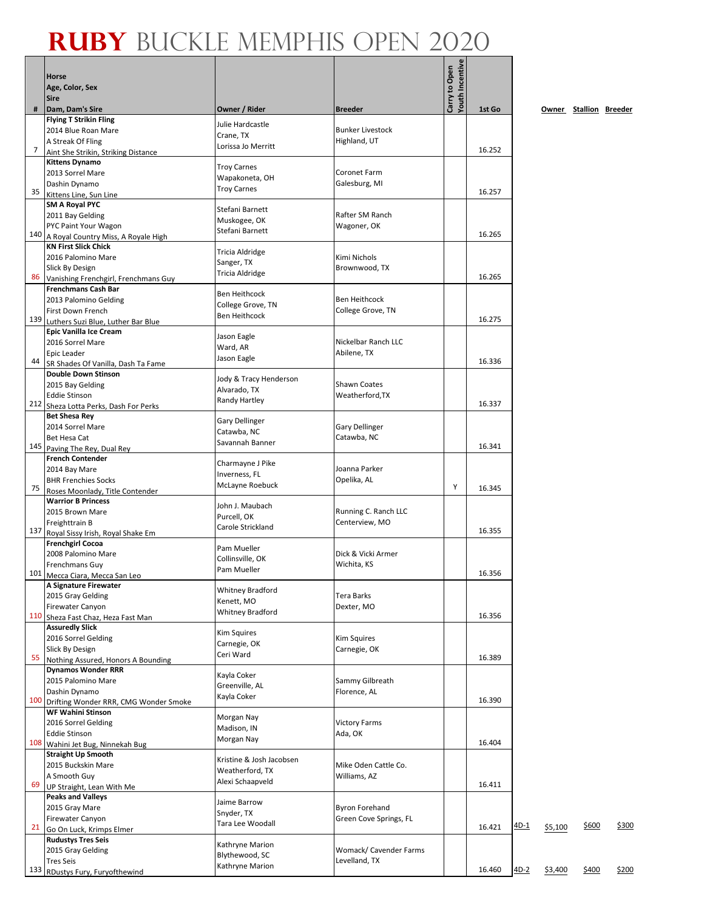# RUBY BUCKLE MEMPHIS OPEN 2020

| # | Horse<br>Age, Color, Sex<br>Sire<br>Dam, Dam's Sire | Owner / Rider | Breeder | Carry to Open<br>Youth Incentive | 1st Go | | Owner | Stallion | Breeder |
|---|---|---|---|---|---|---|---|---|---|
| 7 | **Flying T Strikin Fling**<br>2014 Blue Roan Mare<br>A Streak Of Fling<br>Aint She Strikin, Striking Distance | Julie Hardcastle<br>Crane, TX<br>Lorissa Jo Merritt | Bunker Livestock<br>Highland, UT | | 16.252 | | | | |
| 35 | **Kittens Dynamo**<br>2013 Sorrel Mare<br>Dashin Dynamo<br>Kittens Line, Sun Line | Troy Carnes<br>Wapakoneta, OH<br>Troy Carnes | Coronet Farm<br>Galesburg, MI | | 16.257 | | | | |
| 140 | **SM A Royal PYC**<br>2011 Bay Gelding<br>PYC Paint Your Wagon<br>A Royal Country Miss, A Royale High | Stefani Barnett<br>Muskogee, OK<br>Stefani Barnett | Rafter SM Ranch<br>Wagoner, OK | | 16.265 | | | | |
| 86 | **KN First Slick Chick**<br>2016 Palomino Mare<br>Slick By Design<br>Vanishing Frenchgirl, Frenchmans Guy | Tricia Aldridge<br>Sanger, TX<br>Tricia Aldridge | Kimi Nichols<br>Brownwood, TX | | 16.265 | | | | |
| 139 | **Frenchmans Cash Bar**<br>2013 Palomino Gelding<br>First Down French<br>Luthers Suzi Blue, Luther Bar Blue | Ben Heithcock<br>College Grove, TN<br>Ben Heithcock | Ben Heithcock<br>College Grove, TN | | 16.275 | | | | |
| 44 | **Epic Vanilla Ice Cream**<br>2016 Sorrel Mare<br>Epic Leader<br>SR Shades Of Vanilla, Dash Ta Fame | Jason Eagle<br>Ward, AR<br>Jason Eagle | Nickelbar Ranch LLC<br>Abilene, TX | | 16.336 | | | | |
| 212 | **Double Down Stinson**<br>2015 Bay Gelding<br>Eddie Stinson<br>Sheza Lotta Perks, Dash For Perks | Jody & Tracy Henderson<br>Alvarado, TX<br>Randy Hartley | Shawn Coates<br>Weatherford,TX | | 16.337 | | | | |
| 145 | **Bet Shesa Rey**<br>2014 Sorrel Mare<br>Bet Hesa Cat<br>Paving The Rey, Dual Rey | Gary Dellinger<br>Catawba, NC<br>Savannah Banner | Gary Dellinger<br>Catawba, NC | | 16.341 | | | | |
| 75 | **French Contender**<br>2014 Bay Mare<br>BHR Frenchies Socks<br>Roses Moonlady, Title Contender | Charmayne J Pike<br>Inverness, FL<br>McLayne Roebuck | Joanna Parker<br>Opelika, AL | Y | 16.345 | | | | |
| 137 | **Warrior B Princess**<br>2015 Brown Mare<br>Freighttrain B<br>Royal Sissy Irish, Royal Shake Em | John J. Maubach<br>Purcell, OK<br>Carole Strickland | Running C. Ranch LLC<br>Centerview, MO | | 16.355 | | | | |
| 101 | **Frenchgirl Cocoa**<br>2008 Palomino Mare<br>Frenchmans Guy<br>Mecca Ciara, Mecca San Leo | Pam Mueller<br>Collinsville, OK<br>Pam Mueller | Dick & Vicki Armer<br>Wichita, KS | | 16.356 | | | | |
| 110 | **A Signature Firewater**<br>2015 Gray Gelding<br>Firewater Canyon<br>Sheza Fast Chaz, Heza Fast Man | Whitney Bradford<br>Kenett, MO<br>Whitney Bradford | Tera Barks<br>Dexter, MO | | 16.356 | | | | |
| 55 | **Assuredly Slick**<br>2016 Sorrel Gelding<br>Slick By Design<br>Nothing Assured, Honors A Bounding | Kim Squires<br>Carnegie, OK<br>Ceri Ward | Kim Squires<br>Carnegie, OK | | 16.389 | | | | |
| 100 | **Dynamos Wonder RRR**<br>2015 Palomino Mare<br>Dashin Dynamo<br>Drifting Wonder RRR, CMG Wonder Smoke | Kayla Coker<br>Greenville, AL<br>Kayla Coker | Sammy Gilbreath<br>Florence, AL | | 16.390 | | | | |
| 108 | **WF Wahini Stinson**<br>2016 Sorrel Gelding<br>Eddie Stinson<br>Wahini Jet Bug, Ninnekah Bug | Morgan Nay<br>Madison, IN<br>Morgan Nay | Victory Farms<br>Ada, OK | | 16.404 | | | | |
| 69 | **Straight Up Smooth**<br>2015 Buckskin Mare<br>A Smooth Guy<br>UP Straight, Lean With Me | Kristine & Josh Jacobsen<br>Weatherford, TX<br>Alexi Schaapveld | Mike Oden Cattle Co.<br>Williams, AZ | | 16.411 | | | | |
| 21 | **Peaks and Valleys**<br>2015 Gray Mare<br>Firewater Canyon<br>Go On Luck, Krimps Elmer | Jaime Barrow<br>Snyder, TX<br>Tara Lee Woodall | Byron Forehand<br>Green Cove Springs, FL | | 16.421 | 4D-1 | $5,100 | $600 | $300 |
| 133 | **Rudustys Tres Seis**<br>2015 Gray Gelding<br>Tres Seis<br>RDustys Fury, Furyofthewind | Kathryne Marion<br>Blythewood, SC<br>Kathryne Marion | Womack/ Cavender Farms<br>Levelland, TX | | 16.460 | 4D-2 | $3,400 | $400 | $200 |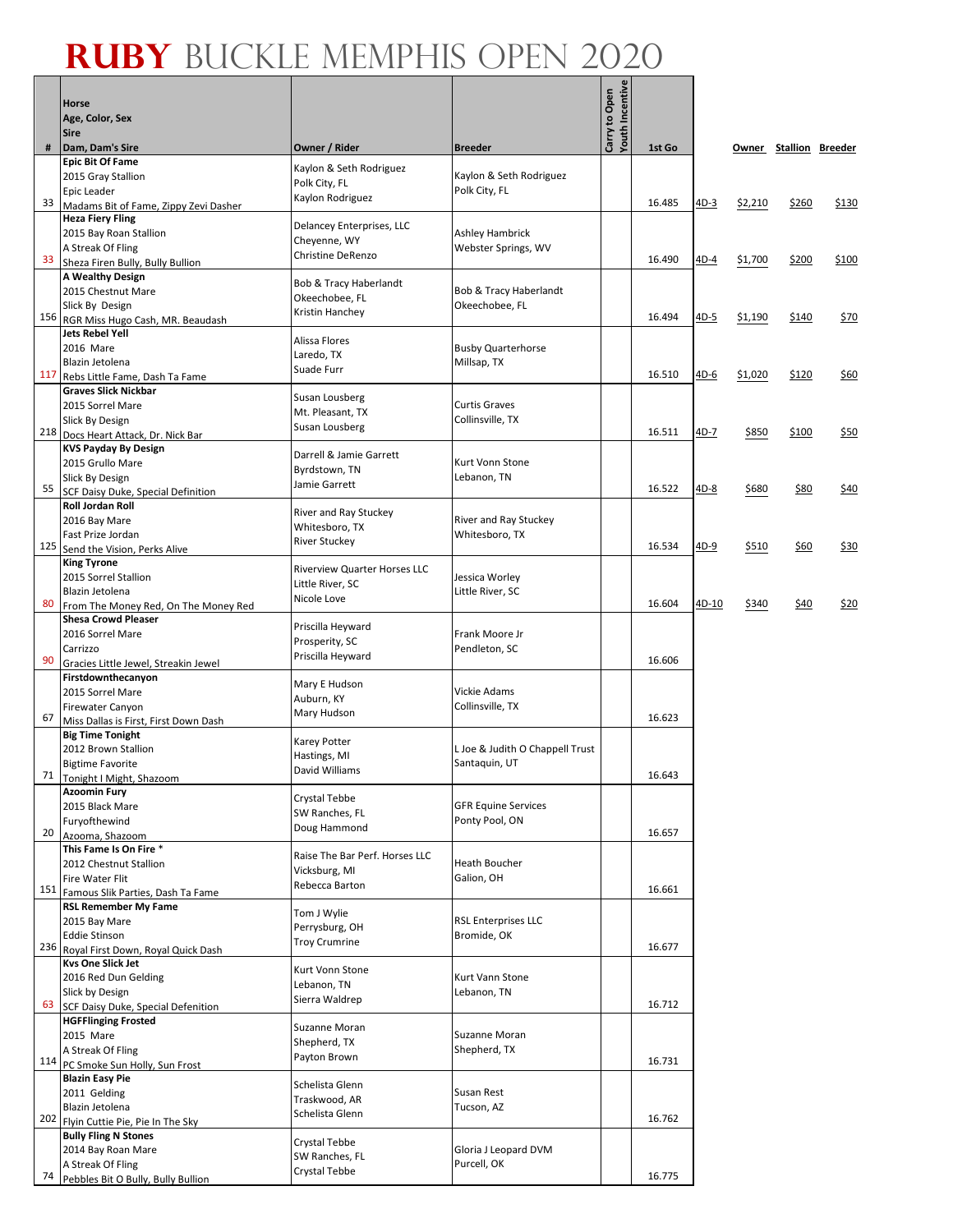# RUBY BUCKLE MEMPHIS OPEN 2020

| # | Horse<br>Age, Color, Sex<br>Sire<br>Dam, Dam's Sire | Owner / Rider | Breeder | Carry to Open | Youth Incentive | 1st Go | | Owner | Stallion | Breeder |
|---|---|---|---|---|---|---|---|---|---|---|
| 33 | **Epic Bit Of Fame**<br>2015 Gray Stallion<br>Epic Leader<br>Madams Bit of Fame, Zippy Zevi Dasher | Kaylon & Seth Rodriguez<br>Polk City, FL<br>Kaylon Rodriguez | Kaylon & Seth Rodriguez<br>Polk City, FL | | | 16.485 | 4D-3 | $2,210 | $260 | $130 |
| 33 | **Heza Fiery Fling**<br>2015 Bay Roan Stallion<br>A Streak Of Fling<br>Sheza Firen Bully, Bully Bullion | Delancey Enterprises, LLC<br>Cheyenne, WY<br>Christine DeRenzo | Ashley Hambrick<br>Webster Springs, WV | | | 16.490 | 4D-4 | $1,700 | $200 | $100 |
| 156 | **A Wealthy Design**<br>2015 Chestnut Mare<br>Slick By Design<br>RGR Miss Hugo Cash, MR. Beaudash | Bob & Tracy Haberlandt<br>Okeechobee, FL<br>Kristin Hanchey | Bob & Tracy Haberlandt<br>Okeechobee, FL | | | 16.494 | 4D-5 | $1,190 | $140 | $70 |
| 117 | **Jets Rebel Yell**<br>2016 Mare<br>Blazin Jetolena<br>Rebs Little Fame, Dash Ta Fame | Alissa Flores<br>Laredo, TX<br>Suade Furr | Busby Quarterhorse<br>Millsap, TX | | | 16.510 | 4D-6 | $1,020 | $120 | $60 |
| 218 | **Graves Slick Nickbar**<br>2015 Sorrel Mare<br>Slick By Design<br>Docs Heart Attack, Dr. Nick Bar | Susan Lousberg<br>Mt. Pleasant, TX<br>Susan Lousberg | Curtis Graves<br>Collinsville, TX | | | 16.511 | 4D-7 | $850 | $100 | $50 |
| 55 | **KVS Payday By Design**<br>2015 Grullo Mare<br>Slick By Design<br>SCF Daisy Duke, Special Definition | Darrell & Jamie Garrett<br>Byrdstown, TN<br>Jamie Garrett | Kurt Vonn Stone<br>Lebanon, TN | | | 16.522 | 4D-8 | $680 | $80 | $40 |
| 125 | **Roll Jordan Roll**<br>2016 Bay Mare<br>Fast Prize Jordan<br>Send the Vision, Perks Alive | River and Ray Stuckey<br>Whitesboro, TX<br>River Stuckey | River and Ray Stuckey<br>Whitesboro, TX | | | 16.534 | 4D-9 | $510 | $60 | $30 |
| 80 | **King Tyrone**<br>2015 Sorrel Stallion<br>Blazin Jetolena<br>From The Money Red, On The Money Red | Riverview Quarter Horses LLC<br>Little River, SC<br>Nicole Love | Jessica Worley<br>Little River, SC | | | 16.604 | 4D-10 | $340 | $40 | $20 |
| 90 | **Shesa Crowd Pleaser**<br>2016 Sorrel Mare<br>Carrizzo<br>Gracies Little Jewel, Streakin Jewel | Priscilla Heyward<br>Prosperity, SC<br>Priscilla Heyward | Frank Moore Jr<br>Pendleton, SC | | | 16.606 | | | | |
| 67 | **Firstdownthecanyon**<br>2015 Sorrel Mare<br>Firewater Canyon<br>Miss Dallas is First, First Down Dash | Mary E Hudson<br>Auburn, KY<br>Mary Hudson | Vickie Adams<br>Collinsville, TX | | | 16.623 | | | | |
| 71 | **Big Time Tonight**<br>2012 Brown Stallion<br>Bigtime Favorite<br>Tonight I Might, Shazoom | Karey Potter<br>Hastings, MI<br>David Williams | L Joe & Judith O Chappell Trust<br>Santaquin, UT | | | 16.643 | | | | |
| 20 | **Azoomin Fury**<br>2015 Black Mare<br>Furyofthewind<br>Azooma, Shazoom | Crystal Tebbe<br>SW Ranches, FL<br>Doug Hammond | GFR Equine Services<br>Ponty Pool, ON | | | 16.657 | | | | |
| 151 | **This Fame Is On Fire** *<br>2012 Chestnut Stallion<br>Fire Water Flit<br>Famous Slik Parties, Dash Ta Fame | Raise The Bar Perf. Horses LLC<br>Vicksburg, MI<br>Rebecca Barton | Heath Boucher<br>Galion, OH | | | 16.661 | | | | |
| 236 | **RSL Remember My Fame**<br>2015 Bay Mare<br>Eddie Stinson<br>Royal First Down, Royal Quick Dash | Tom J Wylie<br>Perrysburg, OH<br>Troy Crumrine | RSL Enterprises LLC<br>Bromide, OK | | | 16.677 | | | | |
| 63 | **Kvs One Slick Jet**<br>2016 Red Dun Gelding<br>Slick by Design<br>SCF Daisy Duke, Special Defenition | Kurt Vonn Stone<br>Lebanon, TN<br>Sierra Waldrep | Kurt Vann Stone<br>Lebanon, TN | | | 16.712 | | | | |
| 114 | **HGFFlinging Frosted**<br>2015 Mare<br>A Streak Of Fling<br>PC Smoke Sun Holly, Sun Frost | Suzanne Moran<br>Shepherd, TX<br>Payton Brown | Suzanne Moran<br>Shepherd, TX | | | 16.731 | | | | |
| 202 | **Blazin Easy Pie**<br>2011 Gelding<br>Blazin Jetolena<br>Flyin Cuttie Pie, Pie In The Sky | Schelista Glenn<br>Traskwood, AR<br>Schelista Glenn | Susan Rest<br>Tucson, AZ | | | 16.762 | | | | |
| 74 | **Bully Fling N Stones**<br>2014 Bay Roan Mare<br>A Streak Of Fling<br>Pebbles Bit O Bully, Bully Bullion | Crystal Tebbe<br>SW Ranches, FL<br>Crystal Tebbe | Gloria J Leopard DVM<br>Purcell, OK | | | 16.775 | | | | |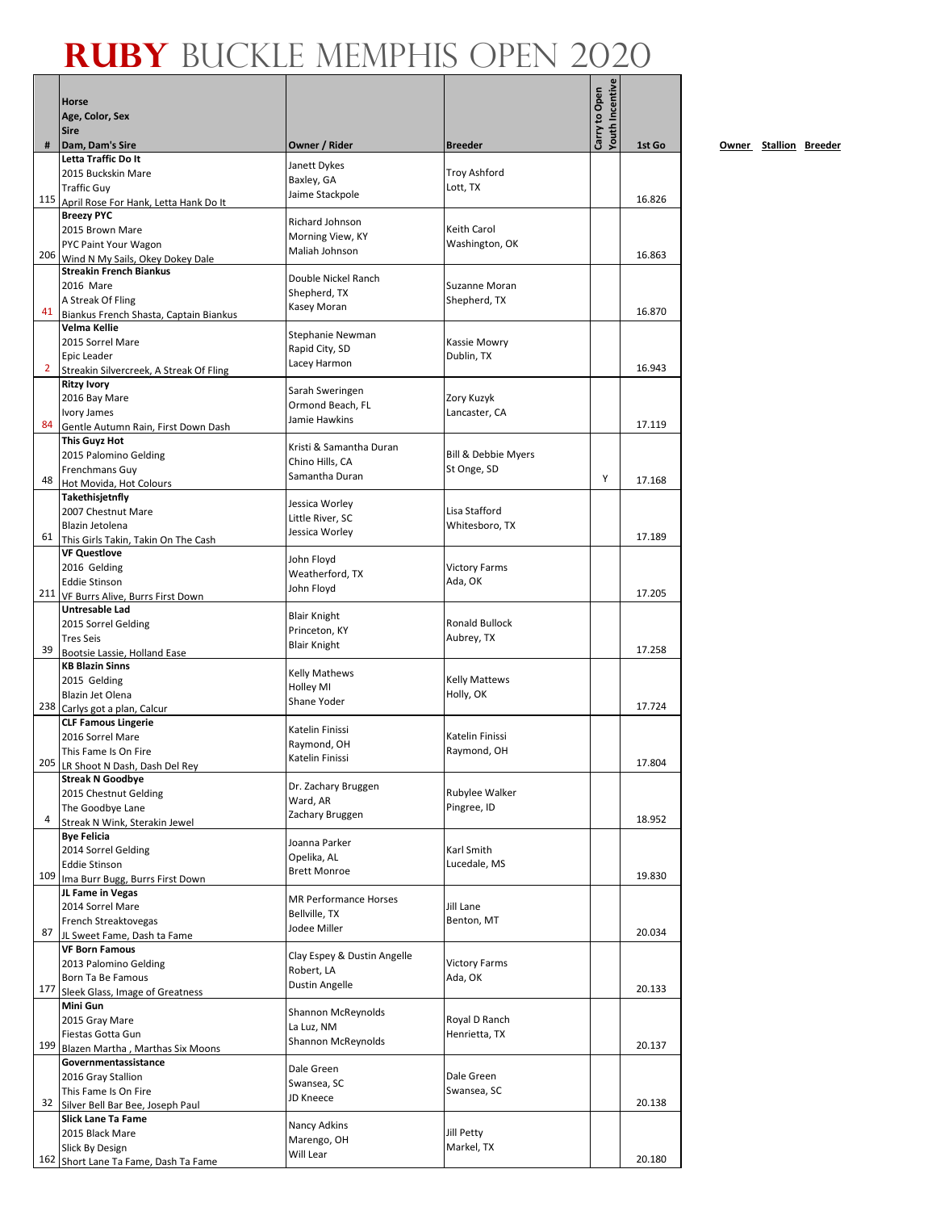# RUBY BUCKLE MEMPHIS OPEN 2020

| # | Horse<br>Age, Color, Sex<br>Sire<br>Dam, Dam's Sire | Owner / Rider | Breeder | Carry to Open | Youth Incentive | 1st Go |
|---|---|---|---|---|---|---|
| 115 | **Letta Traffic Do It**<br>2015 Buckskin Mare<br>Traffic Guy<br>April Rose For Hank, Letta Hank Do It | Janett Dykes<br>Baxley, GA<br>Jaime Stackpole | Troy Ashford<br>Lott, TX | | | 16.826 |
| 206 | **Breezy PYC**<br>2015 Brown Mare<br>PYC Paint Your Wagon<br>Wind N My Sails, Okey Dokey Dale | Richard Johnson<br>Morning View, KY<br>Maliah Johnson | Keith Carol<br>Washington, OK | | | 16.863 |
| 41 | **Streakin French Biankus**<br>2016 Mare<br>A Streak Of Fling<br>Biankus French Shasta, Captain Biankus | Double Nickel Ranch<br>Shepherd, TX<br>Kasey Moran | Suzanne Moran<br>Shepherd, TX | | | 16.870 |
| 2 | **Velma Kellie**<br>2015 Sorrel Mare<br>Epic Leader<br>Streakin Silvercreek, A Streak Of Fling | Stephanie Newman<br>Rapid City, SD<br>Lacey Harmon | Kassie Mowry<br>Dublin, TX | | | 16.943 |
| 84 | **Ritzy Ivory**<br>2016 Bay Mare<br>Ivory James<br>Gentle Autumn Rain, First Down Dash | Sarah Sweringen<br>Ormond Beach, FL<br>Jamie Hawkins | Zory Kuzyk<br>Lancaster, CA | | | 17.119 |
| 48 | **This Guyz Hot**<br>2015 Palomino Gelding<br>Frenchmans Guy<br>Hot Movida, Hot Colours | Kristi & Samantha Duran<br>Chino Hills, CA<br>Samantha Duran | Bill & Debbie Myers<br>St Onge, SD | | Y | 17.168 |
| 61 | **Takethisjetnfly**<br>2007 Chestnut Mare<br>Blazin Jetolena<br>This Girls Takin, Takin On The Cash | Jessica Worley<br>Little River, SC<br>Jessica Worley | Lisa Stafford<br>Whitesboro, TX | | | 17.189 |
| 211 | **VF Questlove**<br>2016 Gelding<br>Eddie Stinson<br>VF Burrs Alive, Burrs First Down | John Floyd<br>Weatherford, TX<br>John Floyd | Victory Farms<br>Ada, OK | | | 17.205 |
| 39 | **Untresable Lad**<br>2015 Sorrel Gelding<br>Tres Seis<br>Bootsie Lassie, Holland Ease | Blair Knight<br>Princeton, KY<br>Blair Knight | Ronald Bullock<br>Aubrey, TX | | | 17.258 |
| 238 | **KB Blazin Sinns**<br>2015 Gelding<br>Blazin Jet Olena<br>Carlys got a plan, Calcur | Kelly Mathews<br>Holley MI<br>Shane Yoder | Kelly Mattews<br>Holly, OK | | | 17.724 |
| 205 | **CLF Famous Lingerie**<br>2016 Sorrel Mare<br>This Fame Is On Fire<br>LR Shoot N Dash, Dash Del Rey | Katelin Finissi<br>Raymond, OH<br>Katelin Finissi | Katelin Finissi<br>Raymond, OH | | | 17.804 |
| 4 | **Streak N Goodbye**<br>2015 Chestnut Gelding<br>The Goodbye Lane<br>Streak N Wink, Sterakin Jewel | Dr. Zachary Bruggen<br>Ward, AR<br>Zachary Bruggen | Rubylee Walker<br>Pingree, ID | | | 18.952 |
| 109 | **Bye Felicia**<br>2014 Sorrel Gelding<br>Eddie Stinson<br>Ima Burr Bugg, Burrs First Down | Joanna Parker<br>Opelika, AL<br>Brett Monroe | Karl Smith<br>Lucedale, MS | | | 19.830 |
| 87 | **JL Fame in Vegas**<br>2014 Sorrel Mare<br>French Streaktovegas<br>JL Sweet Fame, Dash ta Fame | MR Performance Horses<br>Bellville, TX<br>Jodee Miller | Jill Lane<br>Benton, MT | | | 20.034 |
| 177 | **VF Born Famous**<br>2013 Palomino Gelding<br>Born Ta Be Famous<br>Sleek Glass, Image of Greatness | Clay Espey & Dustin Angelle<br>Robert, LA<br>Dustin Angelle | Victory Farms<br>Ada, OK | | | 20.133 |
| 199 | **Mini Gun**<br>2015 Gray Mare<br>Fiestas Gotta Gun<br>Blazen Martha , Marthas Six Moons | Shannon McReynolds<br>La Luz, NM<br>Shannon McReynolds | Royal D Ranch<br>Henrietta, TX | | | 20.137 |
| 32 | **Governmentassistance**<br>2016 Gray Stallion<br>This Fame Is On Fire<br>Silver Bell Bar Bee, Joseph Paul | Dale Green<br>Swansea, SC<br>JD Kneece | Dale Green<br>Swansea, SC | | | 20.138 |
| 162 | **Slick Lane Ta Fame**<br>2015 Black Mare<br>Slick By Design<br>Short Lane Ta Fame, Dash Ta Fame | Nancy Adkins<br>Marengo, OH<br>Will Lear | Jill Petty<br>Markel, TX | | | 20.180 |

Owner Stallion Breeder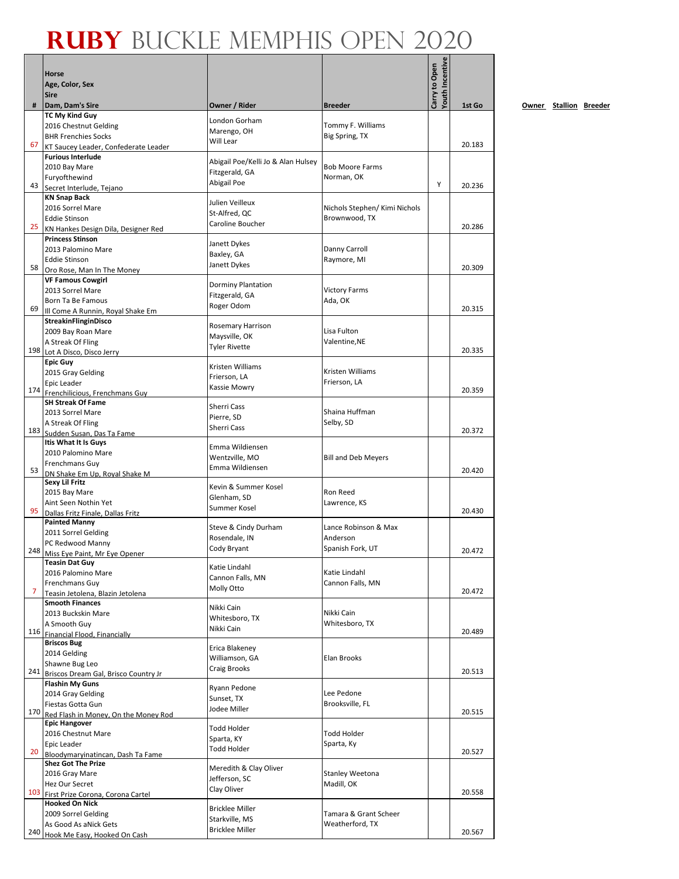# RUBY BUCKLE MEMPHIS OPEN 2020

| # | Horse<br>Age, Color, Sex<br>Sire<br>Dam, Dam's Sire | Owner / Rider | Breeder | Carry to Open | Youth Incentive | 1st Go |
|---|---|---|---|---|---|---|
| 67 | TC My Kind Guy<br>2016 Chestnut Gelding<br>BHR Frenchies Socks<br>KT Saucey Leader, Confederate Leader | London Gorham<br>Marengo, OH<br>Will Lear | Tommy F. Williams<br>Big Spring, TX | | | 20.183 |
| 43 | Furious Interlude<br>2010 Bay Mare<br>Furyofthewind<br>Secret Interlude, Tejano | Abigail Poe/Kelli Jo & Alan Hulsey<br>Fitzgerald, GA<br>Abigail Poe | Bob Moore Farms<br>Norman, OK | | Y | 20.236 |
| 25 | KN Snap Back<br>2016 Sorrel Mare<br>Eddie Stinson<br>KN Hankes Design Dila, Designer Red | Julien Veilleux<br>St-Alfred, QC<br>Caroline Boucher | Nichols Stephen/ Kimi Nichols<br>Brownwood, TX | | | 20.286 |
| 58 | Princess Stinson<br>2013 Palomino Mare<br>Eddie Stinson<br>Oro Rose, Man In The Money | Janett Dykes<br>Baxley, GA<br>Janett Dykes | Danny Carroll<br>Raymore, MI | | | 20.309 |
| 69 | VF Famous Cowgirl<br>2013 Sorrel Mare<br>Born Ta Be Famous<br>Ill Come A Runnin, Royal Shake Em | Dorminy Plantation<br>Fitzgerald, GA<br>Roger Odom | Victory Farms<br>Ada, OK | | | 20.315 |
| 198 | StreakinFlinginDisco<br>2009 Bay Roan Mare<br>A Streak Of Fling<br>Lot A Disco, Disco Jerry | Rosemary Harrison<br>Maysville, OK<br>Tyler Rivette | Lisa Fulton<br>Valentine,NE | | | 20.335 |
| 174 | Epic Guy<br>2015 Gray Gelding<br>Epic Leader<br>Frenchilicious, Frenchmans Guy | Kristen Williams<br>Frierson, LA<br>Kassie Mowry | Kristen Williams<br>Frierson, LA | | | 20.359 |
| 183 | SH Streak Of Fame<br>2013 Sorrel Mare<br>A Streak Of Fling<br>Sudden Susan, Das Ta Fame | Sherri Cass<br>Pierre, SD<br>Sherri Cass | Shaina Huffman<br>Selby, SD | | | 20.372 |
| 53 | Itis What It Is Guys<br>2010 Palomino Mare<br>Frenchmans Guy<br>DN Shake Em Up, Royal Shake M | Emma Wildiensen<br>Wentzville, MO<br>Emma Wildiensen | Bill and Deb Meyers | | | 20.420 |
| 95 | Sexy Lil Fritz<br>2015 Bay Mare<br>Aint Seen Nothin Yet<br>Dallas Fritz Finale, Dallas Fritz | Kevin & Summer Kosel<br>Glenham, SD<br>Summer Kosel | Ron Reed<br>Lawrence, KS | | | 20.430 |
| 248 | Painted Manny<br>2011 Sorrel Gelding<br>PC Redwood Manny<br>Miss Eye Paint, Mr Eye Opener | Steve & Cindy Durham<br>Rosendale, IN<br>Cody Bryant | Lance Robinson & Max Anderson<br>Spanish Fork, UT | | | 20.472 |
| 7 | Teasin Dat Guy<br>2016 Palomino Mare<br>Frenchmans Guy<br>Teasin Jetolena, Blazin Jetolena | Katie Lindahl<br>Cannon Falls, MN<br>Molly Otto | Katie Lindahl<br>Cannon Falls, MN | | | 20.472 |
| 116 | Smooth Finances<br>2013 Buckskin Mare<br>A Smooth Guy<br>Financial Flood, Financially | Nikki Cain<br>Whitesboro, TX<br>Nikki Cain | Nikki Cain<br>Whitesboro, TX | | | 20.489 |
| 241 | Briscos Bug<br>2014 Gelding<br>Shawne Bug Leo<br>Briscos Dream Gal, Brisco Country Jr | Erica Blakeney<br>Williamson, GA<br>Craig Brooks | Elan Brooks | | | 20.513 |
| 170 | Flashin My Guns<br>2014 Gray Gelding<br>Fiestas Gotta Gun<br>Red Flash in Money, On the Money Rod | Ryann Pedone<br>Sunset, TX<br>Jodee Miller | Lee Pedone<br>Brooksville, FL | | | 20.515 |
| 20 | Epic Hangover<br>2016 Chestnut Mare<br>Epic Leader<br>Bloodymaryinatincan, Dash Ta Fame | Todd Holder<br>Sparta, KY<br>Todd Holder | Todd Holder<br>Sparta, Ky | | | 20.527 |
| 103 | Shez Got The Prize<br>2016 Gray Mare<br>Hez Our Secret<br>First Prize Corona, Corona Cartel | Meredith & Clay Oliver<br>Jefferson, SC<br>Clay Oliver | Stanley Weetona<br>Madill, OK | | | 20.558 |
| 240 | Hooked On Nick<br>2009 Sorrel Gelding<br>As Good As aNick Gets<br>Hook Me Easy, Hooked On Cash | Bricklee Miller<br>Starkville, MS<br>Bricklee Miller | Tamara & Grant Scheer<br>Weatherford, TX | | | 20.567 |

Owner Stallion Breeder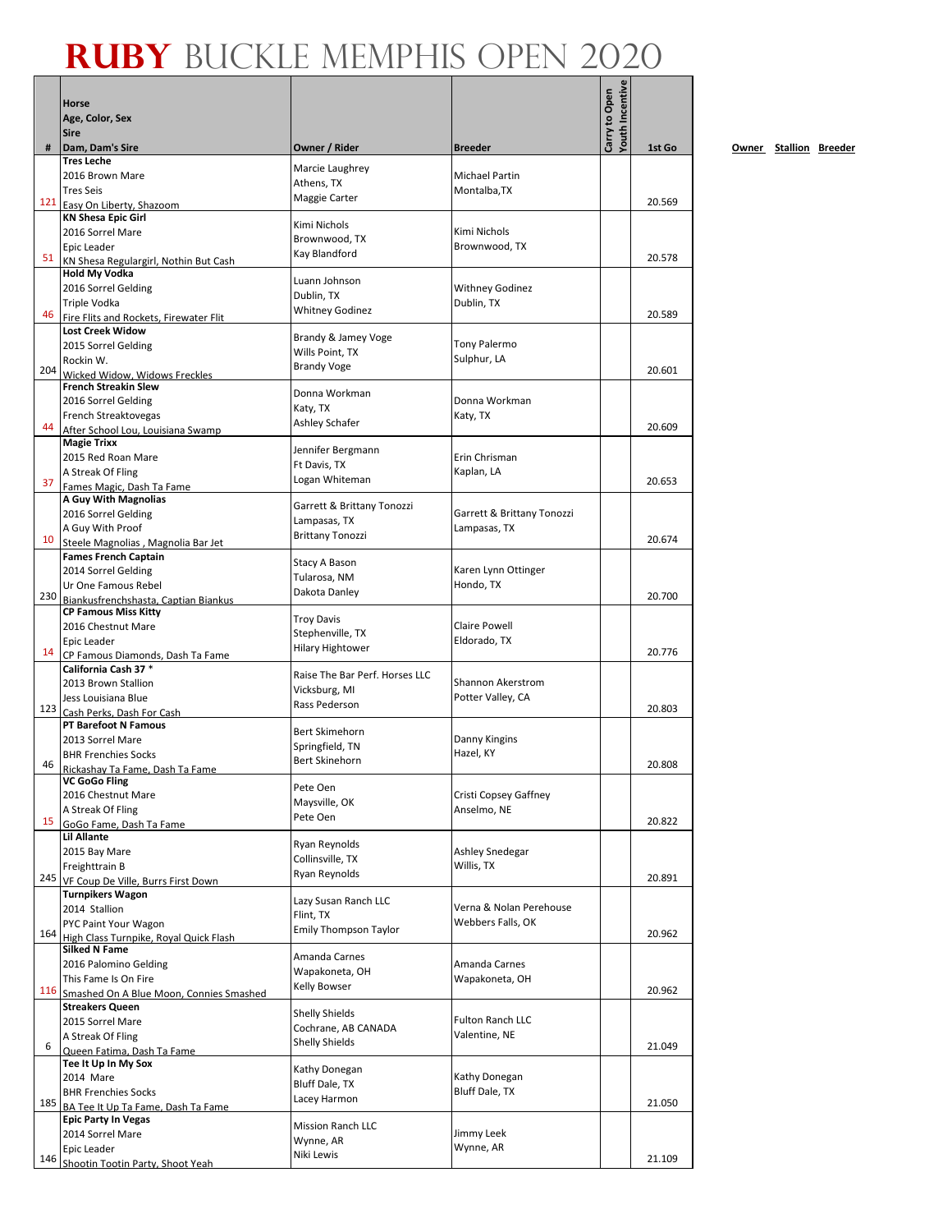# RUBY BUCKLE MEMPHIS OPEN 2020

| # | Horse<br>Age, Color, Sex<br>Sire<br>Dam, Dam's Sire | Owner / Rider | Breeder | Carry to Open | Youth Incentive | 1st Go |
|---|---|---|---|---|---|---|
| 121 | **Tres Leche**<br>2016 Brown Mare<br>Tres Seis<br>Easy On Liberty, Shazoom | Marcie Laughrey<br>Athens, TX<br>Maggie Carter | Michael Partin<br>Montalba,TX | | | 20.569 |
| 51 | **KN Shesa Epic Girl**<br>2016 Sorrel Mare<br>Epic Leader<br>KN Shesa Regulargirl, Nothin But Cash | Kimi Nichols<br>Brownwood, TX<br>Kay Blandford | Kimi Nichols<br>Brownwood, TX | | | 20.578 |
| 46 | **Hold My Vodka**<br>2016 Sorrel Gelding<br>Triple Vodka<br>Fire Flits and Rockets, Firewater Flit | Luann Johnson<br>Dublin, TX<br>Whitney Godinez | Withney Godinez<br>Dublin, TX | | | 20.589 |
| 204 | **Lost Creek Widow**<br>2015 Sorrel Gelding<br>Rockin W.<br>Wicked Widow, Widows Freckles | Brandy & Jamey Voge<br>Wills Point, TX<br>Brandy Voge | Tony Palermo<br>Sulphur, LA | | | 20.601 |
| 44 | **French Streakin Slew**<br>2016 Sorrel Gelding<br>French Streaktovegas<br>After School Lou, Louisiana Swamp | Donna Workman<br>Katy, TX<br>Ashley Schafer | Donna Workman<br>Katy, TX | | | 20.609 |
| 37 | **Magie Trixx**<br>2015 Red Roan Mare<br>A Streak Of Fling<br>Fames Magic, Dash Ta Fame | Jennifer Bergmann<br>Ft Davis, TX<br>Logan Whiteman | Erin Chrisman<br>Kaplan, LA | | | 20.653 |
| 10 | **A Guy With Magnolias**<br>2016 Sorrel Gelding<br>A Guy With Proof<br>Steele Magnolias , Magnolia Bar Jet | Garrett & Brittany Tonozzi<br>Lampasas, TX<br>Brittany Tonozzi | Garrett & Brittany Tonozzi<br>Lampasas, TX | | | 20.674 |
| 230 | **Fames French Captain**<br>2014 Sorrel Gelding<br>Ur One Famous Rebel<br>Biankusfrenchshasta, Captian Biankus | Stacy A Bason<br>Tularosa, NM<br>Dakota Danley | Karen Lynn Ottinger<br>Hondo, TX | | | 20.700 |
| 14 | **CP Famous Miss Kitty**<br>2016 Chestnut Mare<br>Epic Leader<br>CP Famous Diamonds, Dash Ta Fame | Troy Davis<br>Stephenville, TX<br>Hilary Hightower | Claire Powell<br>Eldorado, TX | | | 20.776 |
| 123 | **California Cash 37 ***<br>2013 Brown Stallion<br>Jess Louisiana Blue<br>Cash Perks, Dash For Cash | Raise The Bar Perf. Horses LLC<br>Vicksburg, MI<br>Rass Pederson | Shannon Akerstrom<br>Potter Valley, CA | | | 20.803 |
| 46 | **PT Barefoot N Famous**<br>2013 Sorrel Mare<br>BHR Frenchies Socks<br>Rickashay Ta Fame, Dash Ta Fame | Bert Skimehorn<br>Springfield, TN<br>Bert Skinehorn | Danny Kingins<br>Hazel, KY | | | 20.808 |
| 15 | **VC GoGo Fling**<br>2016 Chestnut Mare<br>A Streak Of Fling<br>GoGo Fame, Dash Ta Fame | Pete Oen<br>Maysville, OK<br>Pete Oen | Cristi Copsey Gaffney<br>Anselmo, NE | | | 20.822 |
| 245 | **Lil Allante**<br>2015 Bay Mare<br>Freighttrain B<br>VF Coup De Ville, Burrs First Down | Ryan Reynolds<br>Collinsville, TX<br>Ryan Reynolds | Ashley Snedegar<br>Willis, TX | | | 20.891 |
| 164 | **Turnpikers Wagon**<br>2014 Stallion<br>PYC Paint Your Wagon<br>High Class Turnpike, Royal Quick Flash | Lazy Susan Ranch LLC<br>Flint, TX<br>Emily Thompson Taylor | Verna & Nolan Perehouse<br>Webbers Falls, OK | | | 20.962 |
| 116 | **Silked N Fame**<br>2016 Palomino Gelding<br>This Fame Is On Fire<br>Smashed On A Blue Moon, Connies Smashed | Amanda Carnes<br>Wapakoneta, OH<br>Kelly Bowser | Amanda Carnes<br>Wapakoneta, OH | | | 20.962 |
| 6 | **Streakers Queen**<br>2015 Sorrel Mare<br>A Streak Of Fling<br>Queen Fatima, Dash Ta Fame | Shelly Shields<br>Cochrane, AB CANADA<br>Shelly Shields | Fulton Ranch LLC<br>Valentine, NE | | | 21.049 |
| 185 | **Tee It Up In My Sox**<br>2014 Mare<br>BHR Frenchies Socks<br>BA Tee It Up Ta Fame, Dash Ta Fame | Kathy Donegan<br>Bluff Dale, TX<br>Lacey Harmon | Kathy Donegan<br>Bluff Dale, TX | | | 21.050 |
| 146 | **Epic Party In Vegas**<br>2014 Sorrel Mare<br>Epic Leader<br>Shootin Tootin Party, Shoot Yeah | Mission Ranch LLC<br>Wynne, AR<br>Niki Lewis | Jimmy Leek<br>Wynne, AR | | | 21.109 |

Owner Stallion Breeder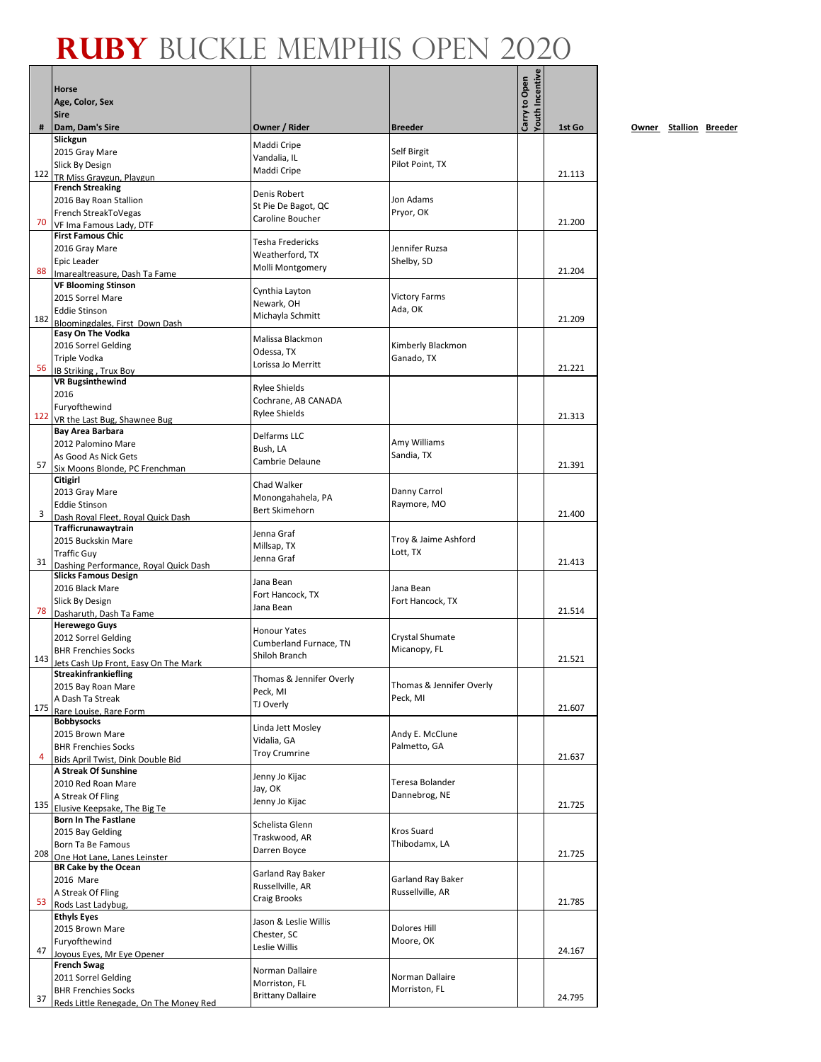# RUBY BUCKLE MEMPHIS OPEN 2020

| # | Horse<br>Age, Color, Sex<br>Sire<br>Dam, Dam's Sire | Owner / Rider | Breeder | Carry to Open | Youth Incentive | 1st Go |
|---|---|---|---|---|---|---|
| 122 | **Slickgun**<br>2015 Gray Mare<br>Slick By Design<br>TR Miss Graygun, Playgun | Maddi Cripe<br>Vandalia, IL<br>Maddi Cripe | Self Birgit<br>Pilot Point, TX | | | 21.113 |
| 70 | **French Streaking**<br>2016 Bay Roan Stallion<br>French StreakToVegas<br>VF Ima Famous Lady, DTF | Denis Robert<br>St Pie De Bagot, QC<br>Caroline Boucher | Jon Adams<br>Pryor, OK | | | 21.200 |
| 88 | **First Famous Chic**<br>2016 Gray Mare<br>Epic Leader<br>Imarealtreasure, Dash Ta Fame | Tesha Fredericks<br>Weatherford, TX<br>Molli Montgomery | Jennifer Ruzsa<br>Shelby, SD | | | 21.204 |
| 182 | **VF Blooming Stinson**<br>2015 Sorrel Mare<br>Eddie Stinson<br>Bloomingdales, First Down Dash | Cynthia Layton<br>Newark, OH<br>Michayla Schmitt | Victory Farms<br>Ada, OK | | | 21.209 |
| 56 | **Easy On The Vodka**<br>2016 Sorrel Gelding<br>Triple Vodka<br>IB Striking , Trux Boy | Malissa Blackmon<br>Odessa, TX<br>Lorissa Jo Merritt | Kimberly Blackmon<br>Ganado, TX | | | 21.221 |
| 122 | **VR Bugsinthewind**<br>2016<br>Furyofthewind<br>VR the Last Bug, Shawnee Bug | Rylee Shields<br>Cochrane, AB CANADA<br>Rylee Shields | | | | 21.313 |
| 57 | **Bay Area Barbara**<br>2012 Palomino Mare<br>As Good As Nick Gets<br>Six Moons Blonde, PC Frenchman | Delfarms LLC<br>Bush, LA<br>Cambrie Delaune | Amy Williams<br>Sandia, TX | | | 21.391 |
| 3 | **Citigirl**<br>2013 Gray Mare<br>Eddie Stinson<br>Dash Royal Fleet, Royal Quick Dash | Chad Walker<br>Monongahahela, PA<br>Bert Skimehorn | Danny Carrol<br>Raymore, MO | | | 21.400 |
| 31 | **Trafficrunawaytrain**<br>2015 Buckskin Mare<br>Traffic Guy<br>Dashing Performance, Royal Quick Dash | Jenna Graf<br>Millsap, TX<br>Jenna Graf | Troy & Jaime Ashford<br>Lott, TX | | | 21.413 |
| 78 | **Slicks Famous Design**<br>2016 Black Mare<br>Slick By Design<br>Dasharuth, Dash Ta Fame | Jana Bean<br>Fort Hancock, TX<br>Jana Bean | Jana Bean<br>Fort Hancock, TX | | | 21.514 |
| 143 | **Herewego Guys**<br>2012 Sorrel Gelding<br>BHR Frenchies Socks<br>Jets Cash Up Front, Easy On The Mark | Honour Yates<br>Cumberland Furnace, TN<br>Shiloh Branch | Crystal Shumate<br>Micanopy, FL | | | 21.521 |
| 175 | **Streakinfrankiefling**<br>2015 Bay Roan Mare<br>A Dash Ta Streak<br>Rare Louise, Rare Form | Thomas & Jennifer Overly<br>Peck, MI<br>TJ Overly | Thomas & Jennifer Overly<br>Peck, MI | | | 21.607 |
| 4 | **Bobbysocks**<br>2015 Brown Mare<br>BHR Frenchies Socks<br>Bids April Twist, Dink Double Bid | Linda Jett Mosley<br>Vidalia, GA<br>Troy Crumrine | Andy E. McClune<br>Palmetto, GA | | | 21.637 |
| 135 | **A Streak Of Sunshine**<br>2010 Red Roan Mare<br>A Streak Of Fling<br>Elusive Keepsake, The Big Te | Jenny Jo Kijac<br>Jay, OK<br>Jenny Jo Kijac | Teresa Bolander<br>Dannebrog, NE | | | 21.725 |
| 208 | **Born In The Fastlane**<br>2015 Bay Gelding<br>Born Ta Be Famous<br>One Hot Lane, Lanes Leinster | Schelista Glenn<br>Traskwood, AR<br>Darren Boyce | Kros Suard<br>Thibodamx, LA | | | 21.725 |
| 53 | **BR Cake by the Ocean**<br>2016 Mare<br>A Streak Of Fling<br>Rods Last Ladybug, | Garland Ray Baker<br>Russellville, AR<br>Craig Brooks | Garland Ray Baker<br>Russellville, AR | | | 21.785 |
| 47 | **Ethyls Eyes**<br>2015 Brown Mare<br>Furyofthewind<br>Joyous Eyes, Mr Eye Opener | Jason & Leslie Willis<br>Chester, SC<br>Leslie Willis | Dolores Hill<br>Moore, OK | | | 24.167 |
| 37 | **French Swag**<br>2011 Sorrel Gelding<br>BHR Frenchies Socks<br>Reds Little Renegade, On The Money Red | Norman Dallaire<br>Morriston, FL<br>Brittany Dallaire | Norman Dallaire<br>Morriston, FL | | | 24.795 |

Owner Stallion Breeder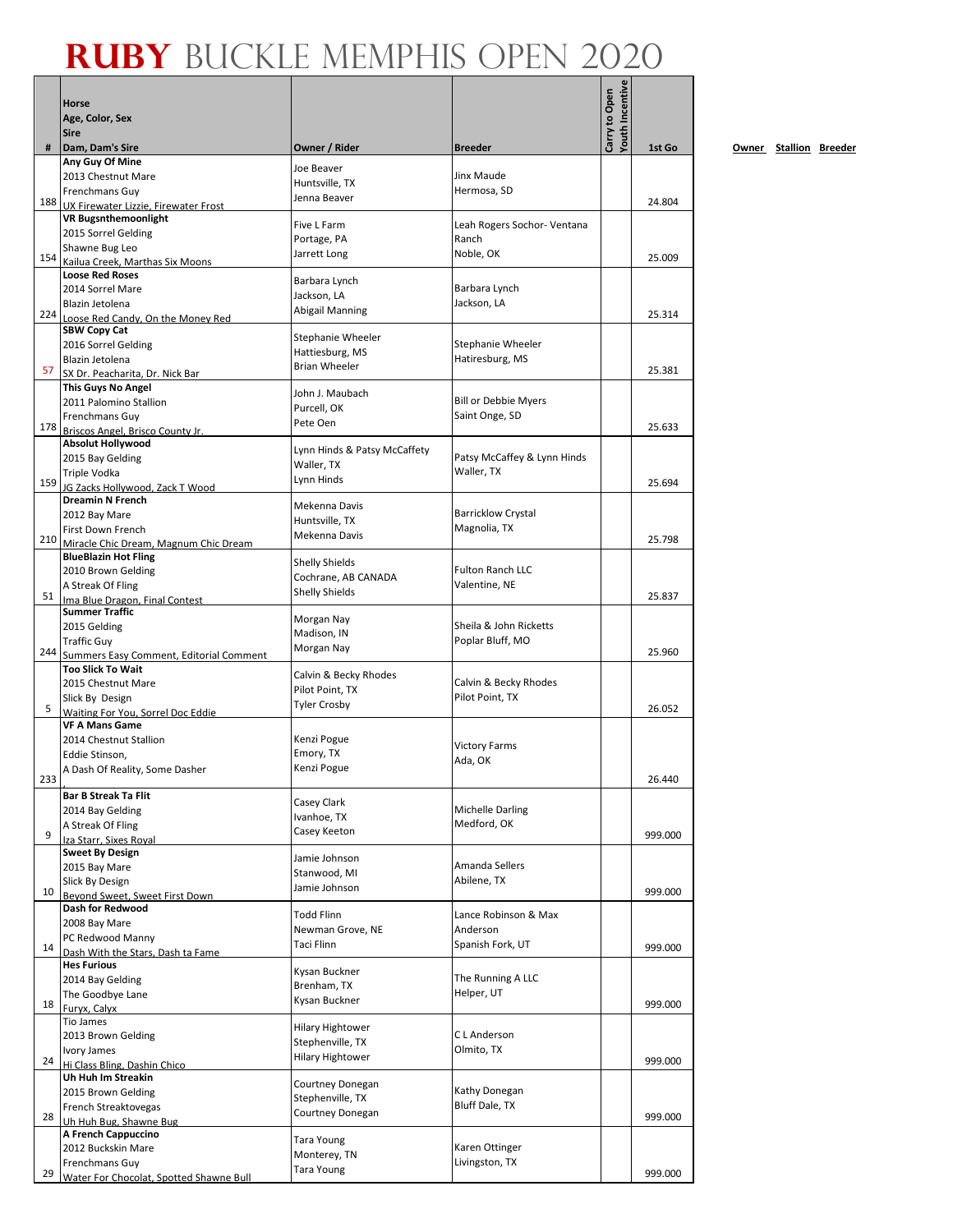# RUBY BUCKLE MEMPHIS OPEN 2020

| # | Horse<br>Age, Color, Sex<br>Sire<br>Dam, Dam's Sire | Owner / Rider | Breeder | Carry to Open | Youth Incentive | 1st Go |
|---|---|---|---|---|---|---|
| 188 | **Any Guy Of Mine**<br>2013 Chestnut Mare<br>Frenchmans Guy<br>UX Firewater Lizzie, Firewater Frost | Joe Beaver<br>Huntsville, TX<br>Jenna Beaver | Jinx Maude<br>Hermosa, SD | | | 24.804 |
| 154 | **VR Bugsnthemoonlight**<br>2015 Sorrel Gelding<br>Shawne Bug Leo<br>Kailua Creek, Marthas Six Moons | Five L Farm<br>Portage, PA<br>Jarrett Long | Leah Rogers Sochor- Ventana Ranch<br>Noble, OK | | | 25.009 |
| 224 | **Loose Red Roses**<br>2014 Sorrel Mare<br>Blazin Jetolena<br>Loose Red Candy, On the Money Red | Barbara Lynch<br>Jackson, LA<br>Abigail Manning | Barbara Lynch<br>Jackson, LA | | | 25.314 |
| 57 | **SBW Copy Cat**<br>2016 Sorrel Gelding<br>Blazin Jetolena<br>SX Dr. Peacharita, Dr. Nick Bar | Stephanie Wheeler<br>Hattiesburg, MS<br>Brian Wheeler | Stephanie Wheeler<br>Hatiresburg, MS | | | 25.381 |
| 178 | **This Guys No Angel**<br>2011 Palomino Stallion<br>Frenchmans Guy<br>Briscos Angel, Brisco County Jr. | John J. Maubach<br>Purcell, OK<br>Pete Oen | Bill or Debbie Myers<br>Saint Onge, SD | | | 25.633 |
| 159 | **Absolut Hollywood**<br>2015 Bay Gelding<br>Triple Vodka<br>JG Zacks Hollywood, Zack T Wood | Lynn Hinds & Patsy McCaffety<br>Waller, TX<br>Lynn Hinds | Patsy McCaffey & Lynn Hinds<br>Waller, TX | | | 25.694 |
| 210 | **Dreamin N French**<br>2012 Bay Mare<br>First Down French<br>Miracle Chic Dream, Magnum Chic Dream | Mekenna Davis<br>Huntsville, TX<br>Mekenna Davis | Barricklow Crystal<br>Magnolia, TX | | | 25.798 |
| 51 | **BlueBlazin Hot Fling**<br>2010 Brown Gelding<br>A Streak Of Fling<br>Ima Blue Dragon, Final Contest | Shelly Shields<br>Cochrane, AB CANADA<br>Shelly Shields | Fulton Ranch LLC<br>Valentine, NE | | | 25.837 |
| 244 | **Summer Traffic**<br>2015 Gelding<br>Traffic Guy<br>Summers Easy Comment, Editorial Comment | Morgan Nay<br>Madison, IN<br>Morgan Nay | Sheila & John Ricketts<br>Poplar Bluff, MO | | | 25.960 |
| 5 | **Too Slick To Wait**<br>2015 Chestnut Mare<br>Slick By Design<br>Waiting For You, Sorrel Doc Eddie | Calvin & Becky Rhodes<br>Pilot Point, TX<br>Tyler Crosby | Calvin & Becky Rhodes<br>Pilot Point, TX | | | 26.052 |
| 233 | **VF A Mans Game**<br>2014 Chestnut Stallion<br>Eddie Stinson,<br>A Dash Of Reality, Some Dasher<br>, | Kenzi Pogue<br>Emory, TX<br>Kenzi Pogue | Victory Farms<br>Ada, OK | | | 26.440 |
| 9 | **Bar B Streak Ta Flit**<br>2014 Bay Gelding<br>A Streak Of Fling<br>Iza Starr, Sixes Royal | Casey Clark<br>Ivanhoe, TX<br>Casey Keeton | Michelle Darling<br>Medford, OK | | | 999.000 |
| 10 | **Sweet By Design**<br>2015 Bay Mare<br>Slick By Design<br>Beyond Sweet, Sweet First Down | Jamie Johnson<br>Stanwood, MI<br>Jamie Johnson | Amanda Sellers<br>Abilene, TX | | | 999.000 |
| 14 | **Dash for Redwood**<br>2008 Bay Mare<br>PC Redwood Manny<br>Dash With the Stars, Dash ta Fame | Todd Flinn<br>Newman Grove, NE<br>Taci Flinn | Lance Robinson & Max Anderson<br>Spanish Fork, UT | | | 999.000 |
| 18 | **Hes Furious**<br>2014 Bay Gelding<br>The Goodbye Lane<br>Furyx, Calyx | Kysan Buckner<br>Brenham, TX<br>Kysan Buckner | The Running A LLC<br>Helper, UT | | | 999.000 |
| 24 | Tio James<br>2013 Brown Gelding<br>Ivory James<br>Hi Class Bling, Dashin Chico | Hilary Hightower<br>Stephenville, TX<br>Hilary Hightower | C L Anderson<br>Olmito, TX | | | 999.000 |
| 28 | **Uh Huh Im Streakin**<br>2015 Brown Gelding<br>French Streaktovegas<br>Uh Huh Bug, Shawne Bug | Courtney Donegan<br>Stephenville, TX<br>Courtney Donegan | Kathy Donegan<br>Bluff Dale, TX | | | 999.000 |
| 29 | **A French Cappuccino**<br>2012 Buckskin Mare<br>Frenchmans Guy<br>Water For Chocolat, Spotted Shawne Bull | Tara Young<br>Monterey, TN<br>Tara Young | Karen Ottinger<br>Livingston, TX | | | 999.000 |

Owner Stallion Breeder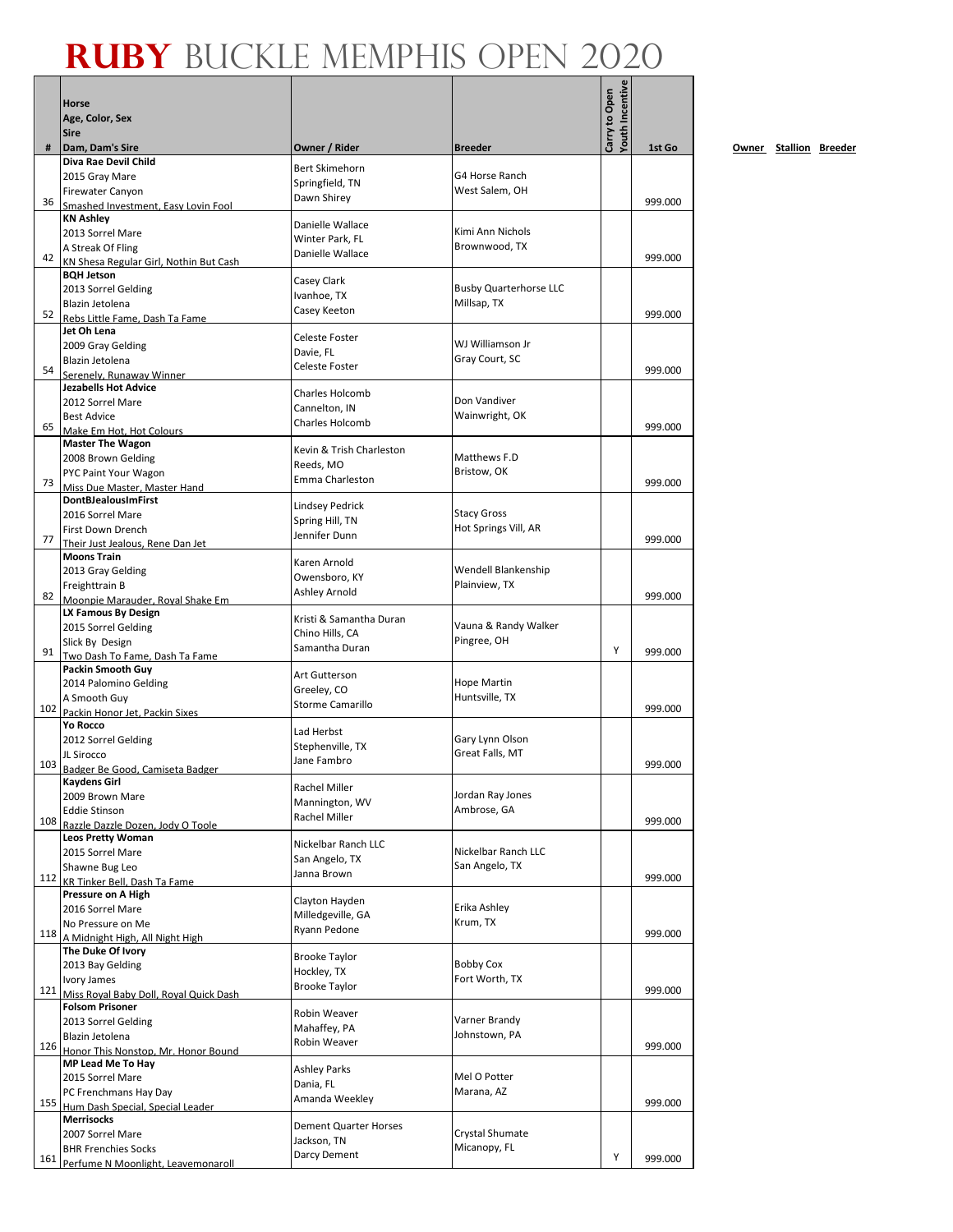# RUBY BUCKLE MEMPHIS OPEN 2020

| # | Horse<br>Age, Color, Sex<br>Sire<br>Dam, Dam's Sire | Owner / Rider | Breeder | Carry to Open | Youth Incentive | 1st Go |
|---|---|---|---|---|---|---|
| 36 | **Diva Rae Devil Child**<br>2015 Gray Mare<br>Firewater Canyon<br>Smashed Investment, Easy Lovin Fool | Bert Skimehorn<br>Springfield, TN<br>Dawn Shirey | G4 Horse Ranch<br>West Salem, OH | | | 999.000 |
| 42 | **KN Ashley**<br>2013 Sorrel Mare<br>A Streak Of Fling<br>KN Shesa Regular Girl, Nothin But Cash | Danielle Wallace<br>Winter Park, FL<br>Danielle Wallace | Kimi Ann Nichols<br>Brownwood, TX | | | 999.000 |
| 52 | **BQH Jetson**<br>2013 Sorrel Gelding<br>Blazin Jetolena<br>Rebs Little Fame, Dash Ta Fame | Casey Clark<br>Ivanhoe, TX<br>Casey Keeton | Busby Quarterhorse LLC<br>Millsap, TX | | | 999.000 |
| 54 | **Jet Oh Lena**<br>2009 Gray Gelding<br>Blazin Jetolena<br>Serenely, Runaway Winner | Celeste Foster<br>Davie, FL<br>Celeste Foster | WJ Williamson Jr<br>Gray Court, SC | | | 999.000 |
| 65 | **Jezabells Hot Advice**<br>2012 Sorrel Mare<br>Best Advice<br>Make Em Hot, Hot Colours | Charles Holcomb<br>Cannelton, IN<br>Charles Holcomb | Don Vandiver<br>Wainwright, OK | | | 999.000 |
| 73 | **Master The Wagon**<br>2008 Brown Gelding<br>PYC Paint Your Wagon<br>Miss Due Master, Master Hand | Kevin & Trish Charleston<br>Reeds, MO<br>Emma Charleston | Matthews F.D<br>Bristow, OK | | | 999.000 |
| 77 | **DontBJealousImFirst**<br>2016 Sorrel Mare<br>First Down Drench<br>Their Just Jealous, Rene Dan Jet | Lindsey Pedrick<br>Spring Hill, TN<br>Jennifer Dunn | Stacy Gross<br>Hot Springs Vill, AR | | | 999.000 |
| 82 | **Moons Train**<br>2013 Gray Gelding<br>Freighttrain B<br>Moonpie Marauder, Royal Shake Em | Karen Arnold<br>Owensboro, KY<br>Ashley Arnold | Wendell Blankenship<br>Plainview, TX | | | 999.000 |
| 91 | **LX Famous By Design**<br>2015 Sorrel Gelding<br>Slick By Design<br>Two Dash To Fame, Dash Ta Fame | Kristi & Samantha Duran<br>Chino Hills, CA<br>Samantha Duran | Vauna & Randy Walker<br>Pingree, OH | | Y | 999.000 |
| 102 | **Packin Smooth Guy**<br>2014 Palomino Gelding<br>A Smooth Guy<br>Packin Honor Jet, Packin Sixes | Art Gutterson<br>Greeley, CO<br>Storme Camarillo | Hope Martin<br>Huntsville, TX | | | 999.000 |
| 103 | **Yo Rocco**<br>2012 Sorrel Gelding<br>JL Sirocco<br>Badger Be Good, Camiseta Badger | Lad Herbst<br>Stephenville, TX<br>Jane Fambro | Gary Lynn Olson<br>Great Falls, MT | | | 999.000 |
| 108 | **Kaydens Girl**<br>2009 Brown Mare<br>Eddie Stinson<br>Razzle Dazzle Dozen, Jody O Toole | Rachel Miller<br>Mannington, WV<br>Rachel Miller | Jordan Ray Jones<br>Ambrose, GA | | | 999.000 |
| 112 | **Leos Pretty Woman**<br>2015 Sorrel Mare<br>Shawne Bug Leo<br>KR Tinker Bell, Dash Ta Fame | Nickelbar Ranch LLC<br>San Angelo, TX<br>Janna Brown | Nickelbar Ranch LLC<br>San Angelo, TX | | | 999.000 |
| 118 | **Pressure on A High**<br>2016 Sorrel Mare<br>No Pressure on Me<br>A Midnight High, All Night High | Clayton Hayden<br>Milledgeville, GA<br>Ryann Pedone | Erika Ashley<br>Krum, TX | | | 999.000 |
| 121 | **The Duke Of Ivory**<br>2013 Bay Gelding<br>Ivory James<br>Miss Royal Baby Doll, Royal Quick Dash | Brooke Taylor<br>Hockley, TX<br>Brooke Taylor | Bobby Cox<br>Fort Worth, TX | | | 999.000 |
| 126 | **Folsom Prisoner**<br>2013 Sorrel Gelding<br>Blazin Jetolena<br>Honor This Nonstop, Mr. Honor Bound | Robin Weaver<br>Mahaffey, PA<br>Robin Weaver | Varner Brandy<br>Johnstown, PA | | | 999.000 |
| 155 | **MP Lead Me To Hay**<br>2015 Sorrel Mare<br>PC Frenchmans Hay Day<br>Hum Dash Special, Special Leader | Ashley Parks<br>Dania, FL<br>Amanda Weekley | Mel O Potter<br>Marana, AZ | | | 999.000 |
| 161 | **Merrisocks**<br>2007 Sorrel Mare<br>BHR Frenchies Socks<br>Perfume N Moonlight, Leavemonaroll | Dement Quarter Horses<br>Jackson, TN<br>Darcy Dement | Crystal Shumate<br>Micanopy, FL | | Y | 999.000 |

Owner Stallion Breeder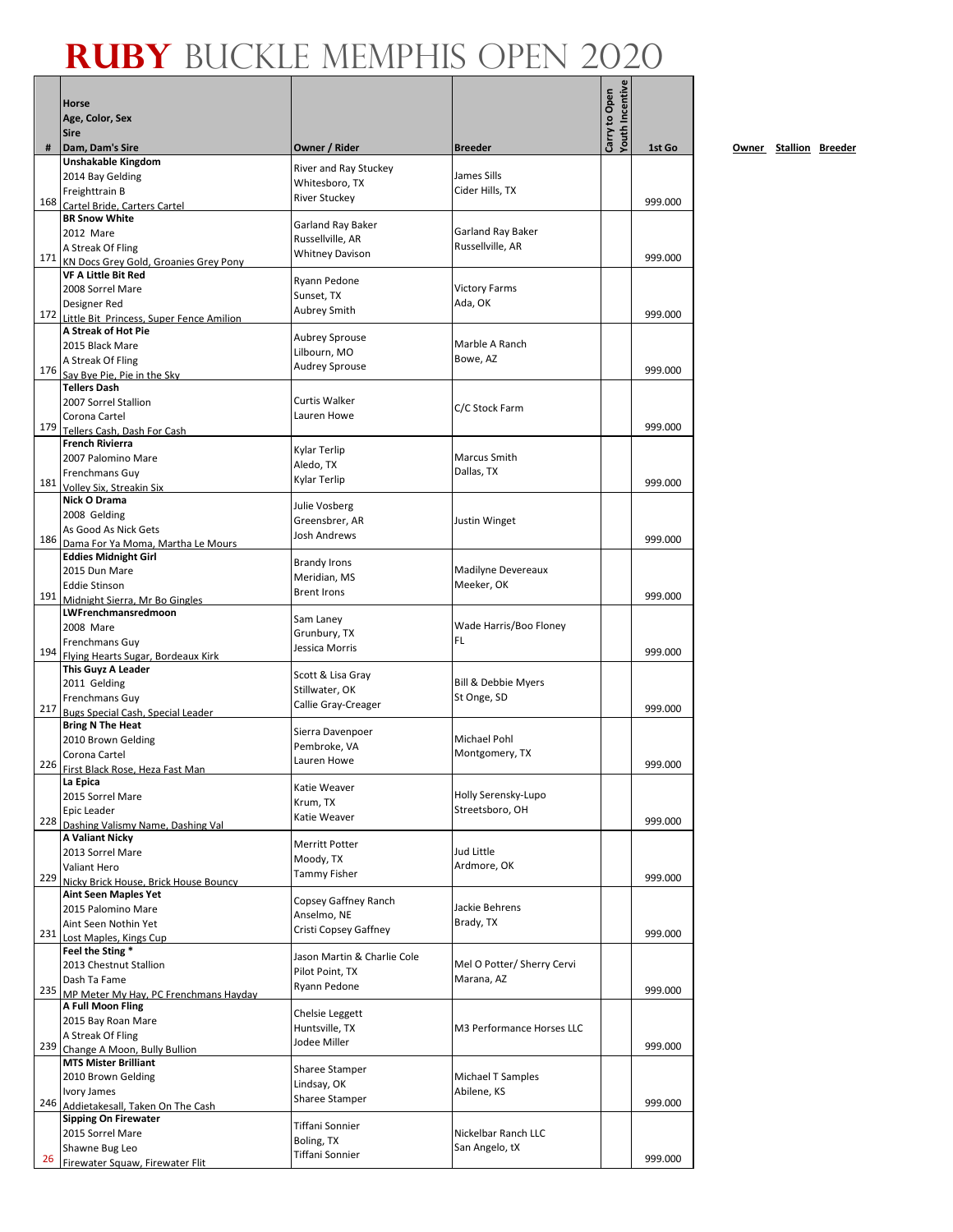# RUBY BUCKLE MEMPHIS OPEN 2020

| # | Horse<br>Age, Color, Sex<br>Sire<br>Dam, Dam's Sire | Owner / Rider | Breeder | Carry to Open | Youth Incentive | 1st Go | Owner | Stallion | Breeder |
|---|---|---|---|---|---|---|---|---|---|
| 168 | **Unshakable Kingdom**<br>2014 Bay Gelding<br>Freighttrain B<br>Cartel Bride, Carters Cartel | River and Ray Stuckey<br>Whitesboro, TX<br>River Stuckey | James Sills<br>Cider Hills, TX | | | 999.000 | | | |
| 171 | **BR Snow White**<br>2012 Mare<br>A Streak Of Fling<br>KN Docs Grey Gold, Groanies Grey Pony | Garland Ray Baker<br>Russellville, AR<br>Whitney Davison | Garland Ray Baker<br>Russellville, AR | | | 999.000 | | | |
| 172 | **VF A Little Bit Red**<br>2008 Sorrel Mare<br>Designer Red<br>Little Bit Princess, Super Fence Amilion | Ryann Pedone<br>Sunset, TX<br>Aubrey Smith | Victory Farms<br>Ada, OK | | | 999.000 | | | |
| 176 | **A Streak of Hot Pie**<br>2015 Black Mare<br>A Streak Of Fling<br>Say Bye Pie, Pie in the Sky | Aubrey Sprouse<br>Lilbourn, MO<br>Audrey Sprouse | Marble A Ranch<br>Bowe, AZ | | | 999.000 | | | |
| 179 | **Tellers Dash**<br>2007 Sorrel Stallion<br>Corona Cartel<br>Tellers Cash, Dash For Cash | Curtis Walker<br>Lauren Howe | C/C Stock Farm | | | 999.000 | | | |
| 181 | **French Rivierra**<br>2007 Palomino Mare<br>Frenchmans Guy<br>Volley Six, Streakin Six | Kylar Terlip<br>Aledo, TX<br>Kylar Terlip | Marcus Smith<br>Dallas, TX | | | 999.000 | | | |
| 186 | **Nick O Drama**<br>2008 Gelding<br>As Good As Nick Gets<br>Dama For Ya Moma, Martha Le Mours | Julie Vosberg<br>Greensbrer, AR<br>Josh Andrews | Justin Winget | | | 999.000 | | | |
| 191 | **Eddies Midnight Girl**<br>2015 Dun Mare<br>Eddie Stinson<br>Midnight Sierra, Mr Bo Gingles | Brandy Irons<br>Meridian, MS<br>Brent Irons | Madilyne Devereaux<br>Meeker, OK | | | 999.000 | | | |
| 194 | **LWFrenchmansredmoon**<br>2008 Mare<br>Frenchmans Guy<br>Flying Hearts Sugar, Bordeaux Kirk | Sam Laney<br>Grunbury, TX<br>Jessica Morris | Wade Harris/Boo Floney<br>FL | | | 999.000 | | | |
| 217 | **This Guyz A Leader**<br>2011 Gelding<br>Frenchmans Guy<br>Bugs Special Cash, Special Leader | Scott & Lisa Gray<br>Stillwater, OK<br>Callie Gray-Creager | Bill & Debbie Myers<br>St Onge, SD | | | 999.000 | | | |
| 226 | **Bring N The Heat**<br>2010 Brown Gelding<br>Corona Cartel<br>First Black Rose, Heza Fast Man | Sierra Davenpoer<br>Pembroke, VA<br>Lauren Howe | Michael Pohl<br>Montgomery, TX | | | 999.000 | | | |
| 228 | **La Epica**<br>2015 Sorrel Mare<br>Epic Leader<br>Dashing Valismy Name, Dashing Val | Katie Weaver<br>Krum, TX<br>Katie Weaver | Holly Serensky-Lupo<br>Streetsboro, OH | | | 999.000 | | | |
| 229 | **A Valiant Nicky**<br>2013 Sorrel Mare<br>Valiant Hero<br>Nicky Brick House, Brick House Bouncy | Merritt Potter<br>Moody, TX<br>Tammy Fisher | Jud Little<br>Ardmore, OK | | | 999.000 | | | |
| 231 | **Aint Seen Maples Yet**<br>2015 Palomino Mare<br>Aint Seen Nothin Yet<br>Lost Maples, Kings Cup | Copsey Gaffney Ranch<br>Anselmo, NE<br>Cristi Copsey Gaffney | Jackie Behrens<br>Brady, TX | | | 999.000 | | | |
| 235 | **Feel the Sting \***<br>2013 Chestnut Stallion<br>Dash Ta Fame<br>MP Meter My Hay, PC Frenchmans Hayday | Jason Martin & Charlie Cole<br>Pilot Point, TX<br>Ryann Pedone | Mel O Potter/ Sherry Cervi<br>Marana, AZ | | | 999.000 | | | |
| 239 | **A Full Moon Fling**<br>2015 Bay Roan Mare<br>A Streak Of Fling<br>Change A Moon, Bully Bullion | Chelsie Leggett<br>Huntsville, TX<br>Jodee Miller | M3 Performance Horses LLC | | | 999.000 | | | |
| 246 | **MTS Mister Brilliant**<br>2010 Brown Gelding<br>Ivory James<br>Addietakesall, Taken On The Cash | Sharee Stamper<br>Lindsay, OK<br>Sharee Stamper | Michael T Samples<br>Abilene, KS | | | 999.000 | | | |
| 26 | **Sipping On Firewater**<br>2015 Sorrel Mare<br>Shawne Bug Leo<br>Firewater Squaw, Firewater Flit | Tiffani Sonnier<br>Boling, TX<br>Tiffani Sonnier | Nickelbar Ranch LLC<br>San Angelo, tX | | | 999.000 | | | |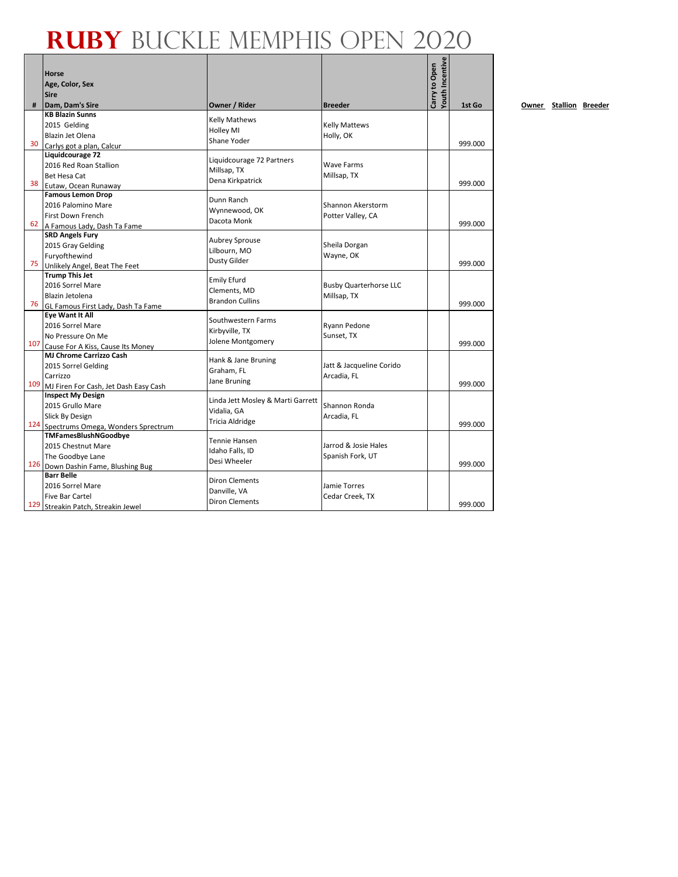# RUBY BUCKLE MEMPHIS OPEN 2020

| # | Horse<br>Age, Color, Sex<br>Sire<br>Dam, Dam's Sire | Owner / Rider | Breeder | Carry to Open | Youth Incentive | 1st Go |
|---|---|---|---|---|---|---|
| 30 | **KB Blazin Sunns**<br>2015 Gelding<br>Blazin Jet Olena<br>Carlys got a plan, Calcur | Kelly Mathews<br>Holley MI<br>Shane Yoder | Kelly Mattews<br>Holly, OK | | | 999.000 |
| 38 | **Liquidcourage 72**<br>2016 Red Roan Stallion<br>Bet Hesa Cat<br>Eutaw, Ocean Runaway | Liquidcourage 72 Partners<br>Millsap, TX<br>Dena Kirkpatrick | Wave Farms<br>Millsap, TX | | | 999.000 |
| 62 | **Famous Lemon Drop**<br>2016 Palomino Mare<br>First Down French<br>A Famous Lady, Dash Ta Fame | Dunn Ranch<br>Wynnewood, OK<br>Dacota Monk | Shannon Akerstorm<br>Potter Valley, CA | | | 999.000 |
| 75 | **SRD Angels Fury**<br>2015 Gray Gelding<br>Furyofthewind<br>Unlikely Angel, Beat The Feet | Aubrey Sprouse<br>Lilbourn, MO<br>Dusty Gilder | Sheila Dorgan<br>Wayne, OK | | | 999.000 |
| 76 | **Trump This Jet**<br>2016 Sorrel Mare<br>Blazin Jetolena<br>GL Famous First Lady, Dash Ta Fame | Emily Efurd<br>Clements, MD<br>Brandon Cullins | Busby Quarterhorse LLC<br>Millsap, TX | | | 999.000 |
| 107 | **Eye Want It All**<br>2016 Sorrel Mare<br>No Pressure On Me<br>Cause For A Kiss, Cause Its Money | Southwestern Farms<br>Kirbyville, TX<br>Jolene Montgomery | Ryann Pedone<br>Sunset, TX | | | 999.000 |
| 109 | **MJ Chrome Carrizzo Cash**<br>2015 Sorrel Gelding<br>Carrizzo<br>MJ Firen For Cash, Jet Dash Easy Cash | Hank & Jane Bruning<br>Graham, FL<br>Jane Bruning | Jatt & Jacqueline Corido<br>Arcadia, FL | | | 999.000 |
| 124 | **Inspect My Design**<br>2015 Grullo Mare<br>Slick By Design<br>Spectrums Omega, Wonders Sprectrum | Linda Jett Mosley & Marti Garrett<br>Vidalia, GA<br>Tricia Aldridge | Shannon Ronda<br>Arcadia, FL | | | 999.000 |
| 126 | **TMFamesBlushNGoodbye**<br>2015 Chestnut Mare<br>The Goodbye Lane<br>Down Dashin Fame, Blushing Bug | Tennie Hansen<br>Idaho Falls, ID<br>Desi Wheeler | Jarrod & Josie Hales<br>Spanish Fork, UT | | | 999.000 |
| 129 | **Barr Belle**<br>2016 Sorrel Mare<br>Five Bar Cartel<br>Streakin Patch, Streakin Jewel | Diron Clements<br>Danville, VA<br>Diron Clements | Jamie Torres<br>Cedar Creek, TX | | | 999.000 |

Owner Stallion Breeder